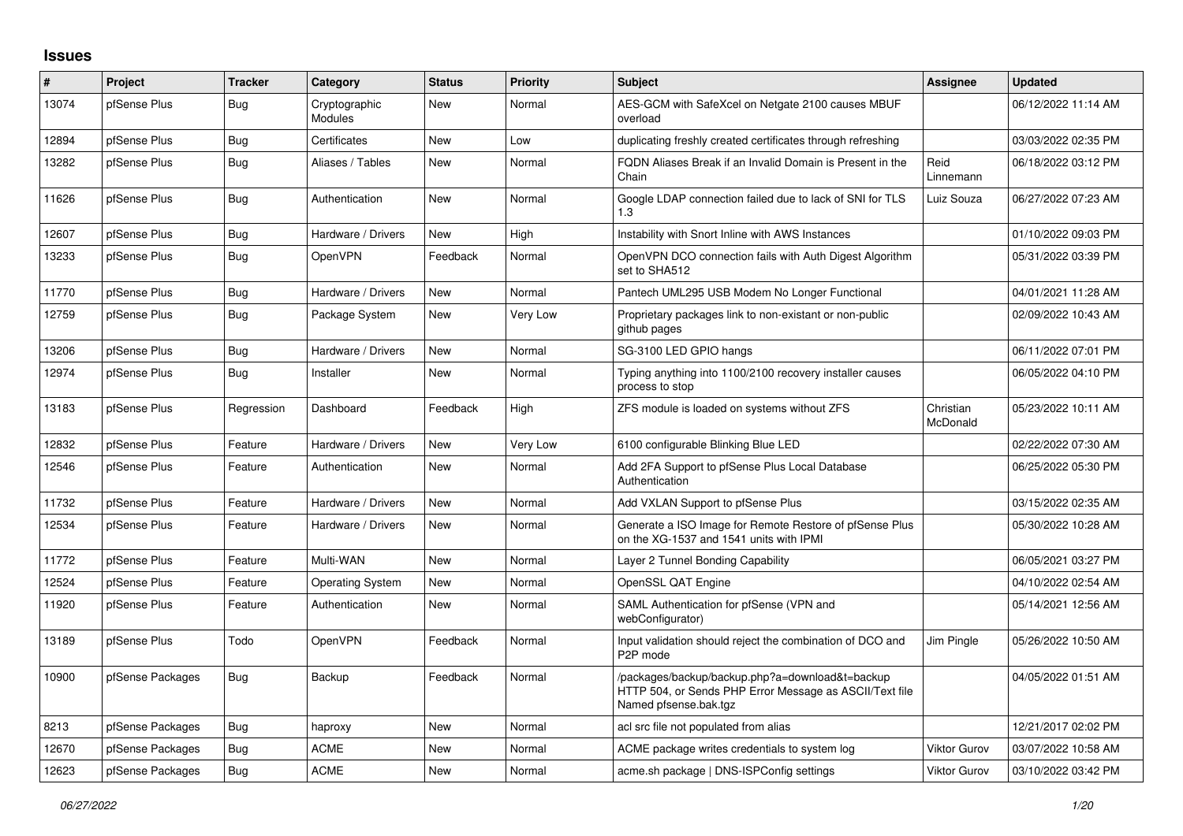## Issues

| # | Project | Tracker | Category | Status | Priority | Subject | Assignee | Updated |
|---|---|---|---|---|---|---|---|---|
| 13074 | pfSense Plus | Bug | Cryptographic Modules | New | Normal | AES-GCM with SafeXcel on Netgate 2100 causes MBUF overload | | 06/12/2022 11:14 AM |
| 12894 | pfSense Plus | Bug | Certificates | New | Low | duplicating freshly created certificates through refreshing | | 03/03/2022 02:35 PM |
| 13282 | pfSense Plus | Bug | Aliases / Tables | New | Normal | FQDN Aliases Break if an Invalid Domain is Present in the Chain | Reid Linnemann | 06/18/2022 03:12 PM |
| 11626 | pfSense Plus | Bug | Authentication | New | Normal | Google LDAP connection failed due to lack of SNI for TLS 1.3 | Luiz Souza | 06/27/2022 07:23 AM |
| 12607 | pfSense Plus | Bug | Hardware / Drivers | New | High | Instability with Snort Inline with AWS Instances | | 01/10/2022 09:03 PM |
| 13233 | pfSense Plus | Bug | OpenVPN | Feedback | Normal | OpenVPN DCO connection fails with Auth Digest Algorithm set to SHA512 | | 05/31/2022 03:39 PM |
| 11770 | pfSense Plus | Bug | Hardware / Drivers | New | Normal | Pantech UML295 USB Modem No Longer Functional | | 04/01/2021 11:28 AM |
| 12759 | pfSense Plus | Bug | Package System | New | Very Low | Proprietary packages link to non-existant or non-public github pages | | 02/09/2022 10:43 AM |
| 13206 | pfSense Plus | Bug | Hardware / Drivers | New | Normal | SG-3100 LED GPIO hangs | | 06/11/2022 07:01 PM |
| 12974 | pfSense Plus | Bug | Installer | New | Normal | Typing anything into 1100/2100 recovery installer causes process to stop | | 06/05/2022 04:10 PM |
| 13183 | pfSense Plus | Regression | Dashboard | Feedback | High | ZFS module is loaded on systems without ZFS | Christian McDonald | 05/23/2022 10:11 AM |
| 12832 | pfSense Plus | Feature | Hardware / Drivers | New | Very Low | 6100 configurable Blinking Blue LED | | 02/22/2022 07:30 AM |
| 12546 | pfSense Plus | Feature | Authentication | New | Normal | Add 2FA Support to pfSense Plus Local Database Authentication | | 06/25/2022 05:30 PM |
| 11732 | pfSense Plus | Feature | Hardware / Drivers | New | Normal | Add VXLAN Support to pfSense Plus | | 03/15/2022 02:35 AM |
| 12534 | pfSense Plus | Feature | Hardware / Drivers | New | Normal | Generate a ISO Image for Remote Restore of pfSense Plus on the XG-1537 and 1541 units with IPMI | | 05/30/2022 10:28 AM |
| 11772 | pfSense Plus | Feature | Multi-WAN | New | Normal | Layer 2 Tunnel Bonding Capability | | 06/05/2021 03:27 PM |
| 12524 | pfSense Plus | Feature | Operating System | New | Normal | OpenSSL QAT Engine | | 04/10/2022 02:54 AM |
| 11920 | pfSense Plus | Feature | Authentication | New | Normal | SAML Authentication for pfSense (VPN and webConfigurator) | | 05/14/2021 12:56 AM |
| 13189 | pfSense Plus | Todo | OpenVPN | Feedback | Normal | Input validation should reject the combination of DCO and P2P mode | Jim Pingle | 05/26/2022 10:50 AM |
| 10900 | pfSense Packages | Bug | Backup | Feedback | Normal | /packages/backup/backup.php?a=download&t=backup HTTP 504, or Sends PHP Error Message as ASCII/Text file Named pfsense.bak.tgz | | 04/05/2022 01:51 AM |
| 8213 | pfSense Packages | Bug | haproxy | New | Normal | acl src file not populated from alias | | 12/21/2017 02:02 PM |
| 12670 | pfSense Packages | Bug | ACME | New | Normal | ACME package writes credentials to system log | Viktor Gurov | 03/07/2022 10:58 AM |
| 12623 | pfSense Packages | Bug | ACME | New | Normal | acme.sh package \| DNS-ISPConfig settings | Viktor Gurov | 03/10/2022 03:42 PM |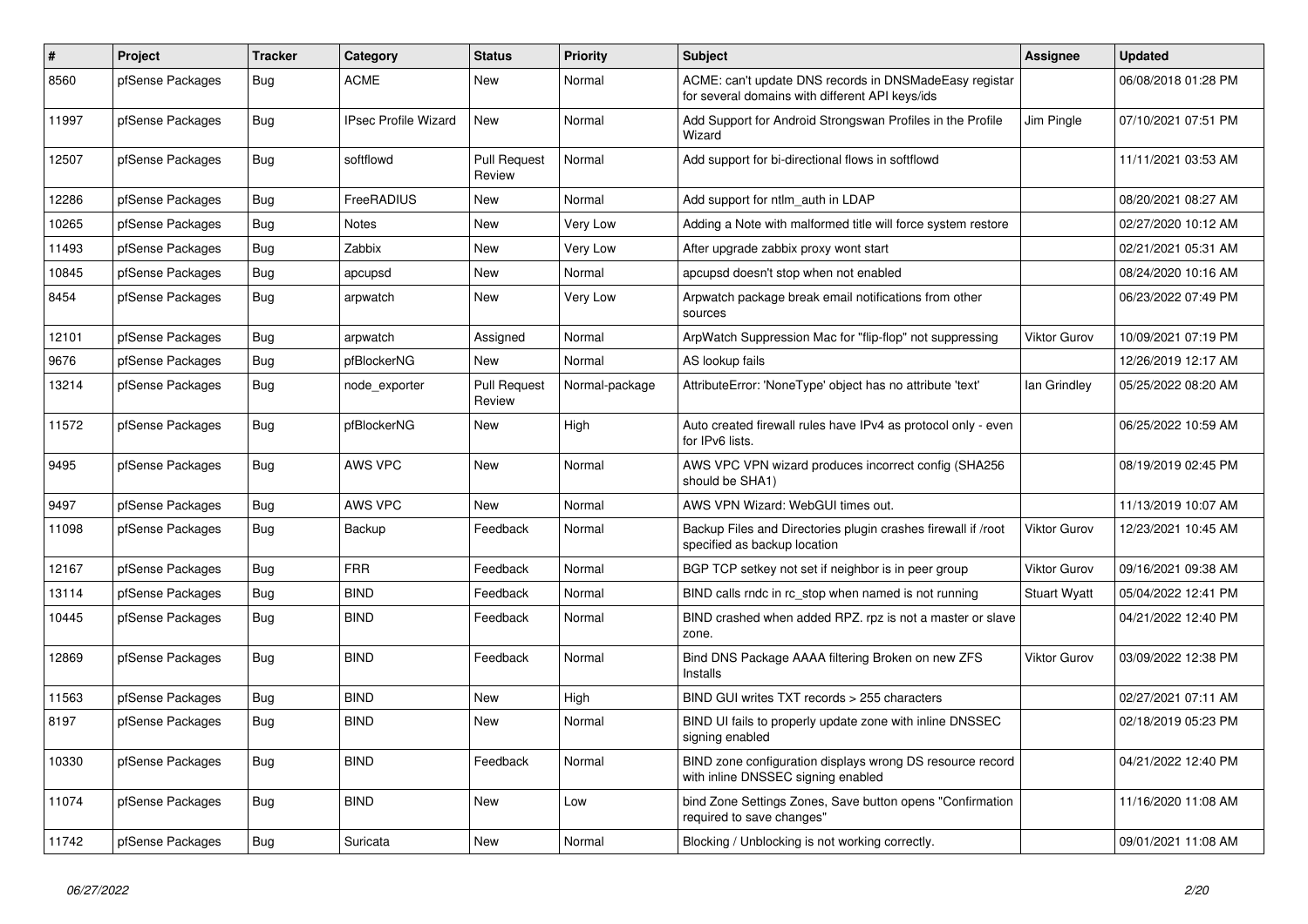| # | Project | Tracker | Category | Status | Priority | Subject | Assignee | Updated |
|---|---|---|---|---|---|---|---|---|
| 8560 | pfSense Packages | Bug | ACME | New | Normal | ACME: can't update DNS records in DNSMadeEasy registar for several domains with different API keys/ids | | 06/08/2018 01:28 PM |
| 11997 | pfSense Packages | Bug | IPsec Profile Wizard | New | Normal | Add Support for Android Strongswan Profiles in the Profile Wizard | Jim Pingle | 07/10/2021 07:51 PM |
| 12507 | pfSense Packages | Bug | softflowd | Pull Request Review | Normal | Add support for bi-directional flows in softflowd | | 11/11/2021 03:53 AM |
| 12286 | pfSense Packages | Bug | FreeRADIUS | New | Normal | Add support for ntlm_auth in LDAP | | 08/20/2021 08:27 AM |
| 10265 | pfSense Packages | Bug | Notes | New | Very Low | Adding a Note with malformed title will force system restore | | 02/27/2020 10:12 AM |
| 11493 | pfSense Packages | Bug | Zabbix | New | Very Low | After upgrade zabbix proxy wont start | | 02/21/2021 05:31 AM |
| 10845 | pfSense Packages | Bug | apcupsd | New | Normal | apcupsd doesn't stop when not enabled | | 08/24/2020 10:16 AM |
| 8454 | pfSense Packages | Bug | arpwatch | New | Very Low | Arpwatch package break email notifications from other sources | | 06/23/2022 07:49 PM |
| 12101 | pfSense Packages | Bug | arpwatch | Assigned | Normal | ArpWatch Suppression Mac for "flip-flop" not suppressing | Viktor Gurov | 10/09/2021 07:19 PM |
| 9676 | pfSense Packages | Bug | pfBlockerNG | New | Normal | AS lookup fails | | 12/26/2019 12:17 AM |
| 13214 | pfSense Packages | Bug | node_exporter | Pull Request Review | Normal-package | AttributeError: 'NoneType' object has no attribute 'text' | Ian Grindley | 05/25/2022 08:20 AM |
| 11572 | pfSense Packages | Bug | pfBlockerNG | New | High | Auto created firewall rules have IPv4 as protocol only - even for IPv6 lists. | | 06/25/2022 10:59 AM |
| 9495 | pfSense Packages | Bug | AWS VPC | New | Normal | AWS VPC VPN wizard produces incorrect config (SHA256 should be SHA1) | | 08/19/2019 02:45 PM |
| 9497 | pfSense Packages | Bug | AWS VPC | New | Normal | AWS VPN Wizard: WebGUI times out. | | 11/13/2019 10:07 AM |
| 11098 | pfSense Packages | Bug | Backup | Feedback | Normal | Backup Files and Directories plugin crashes firewall if /root specified as backup location | Viktor Gurov | 12/23/2021 10:45 AM |
| 12167 | pfSense Packages | Bug | FRR | Feedback | Normal | BGP TCP setkey not set if neighbor is in peer group | Viktor Gurov | 09/16/2021 09:38 AM |
| 13114 | pfSense Packages | Bug | BIND | Feedback | Normal | BIND calls rndc in rc_stop when named is not running | Stuart Wyatt | 05/04/2022 12:41 PM |
| 10445 | pfSense Packages | Bug | BIND | Feedback | Normal | BIND crashed when added RPZ. rpz is not a master or slave zone. | | 04/21/2022 12:40 PM |
| 12869 | pfSense Packages | Bug | BIND | Feedback | Normal | Bind DNS Package AAAA filtering Broken on new ZFS Installs | Viktor Gurov | 03/09/2022 12:38 PM |
| 11563 | pfSense Packages | Bug | BIND | New | High | BIND GUI writes TXT records > 255 characters | | 02/27/2021 07:11 AM |
| 8197 | pfSense Packages | Bug | BIND | New | Normal | BIND UI fails to properly update zone with inline DNSSEC signing enabled | | 02/18/2019 05:23 PM |
| 10330 | pfSense Packages | Bug | BIND | Feedback | Normal | BIND zone configuration displays wrong DS resource record with inline DNSSEC signing enabled | | 04/21/2022 12:40 PM |
| 11074 | pfSense Packages | Bug | BIND | New | Low | bind Zone Settings Zones, Save button opens "Confirmation required to save changes" | | 11/16/2020 11:08 AM |
| 11742 | pfSense Packages | Bug | Suricata | New | Normal | Blocking / Unblocking is not working correctly. | | 09/01/2021 11:08 AM |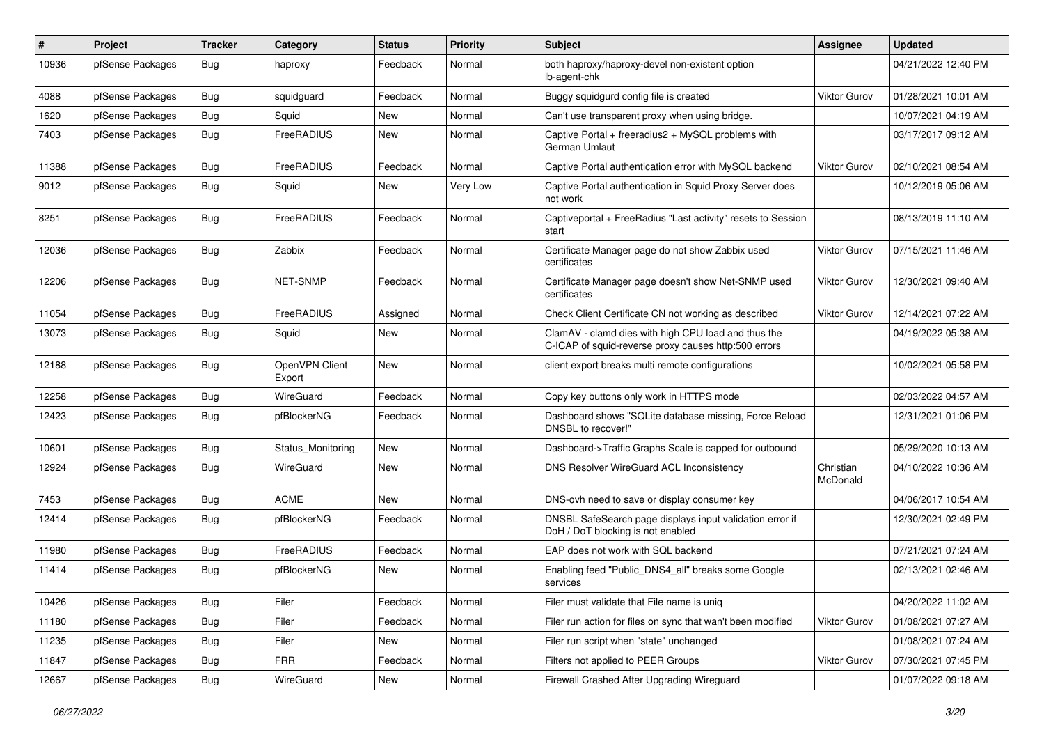| # | Project | Tracker | Category | Status | Priority | Subject | Assignee | Updated |
|---|---|---|---|---|---|---|---|---|
| 10936 | pfSense Packages | Bug | haproxy | Feedback | Normal | both haproxy/haproxy-devel non-existent option lb-agent-chk | | 04/21/2022 12:40 PM |
| 4088 | pfSense Packages | Bug | squidguard | Feedback | Normal | Buggy squidgurd config file is created | Viktor Gurov | 01/28/2021 10:01 AM |
| 1620 | pfSense Packages | Bug | Squid | New | Normal | Can't use transparent proxy when using bridge. | | 10/07/2021 04:19 AM |
| 7403 | pfSense Packages | Bug | FreeRADIUS | New | Normal | Captive Portal + freeradius2 + MySQL problems with German Umlaut | | 03/17/2017 09:12 AM |
| 11388 | pfSense Packages | Bug | FreeRADIUS | Feedback | Normal | Captive Portal authentication error with MySQL backend | Viktor Gurov | 02/10/2021 08:54 AM |
| 9012 | pfSense Packages | Bug | Squid | New | Very Low | Captive Portal authentication in Squid Proxy Server does not work | | 10/12/2019 05:06 AM |
| 8251 | pfSense Packages | Bug | FreeRADIUS | Feedback | Normal | Captiveportal + FreeRadius "Last activity" resets to Session start | | 08/13/2019 11:10 AM |
| 12036 | pfSense Packages | Bug | Zabbix | Feedback | Normal | Certificate Manager page do not show Zabbix used certificates | Viktor Gurov | 07/15/2021 11:46 AM |
| 12206 | pfSense Packages | Bug | NET-SNMP | Feedback | Normal | Certificate Manager page doesn't show Net-SNMP used certificates | Viktor Gurov | 12/30/2021 09:40 AM |
| 11054 | pfSense Packages | Bug | FreeRADIUS | Assigned | Normal | Check Client Certificate CN not working as described | Viktor Gurov | 12/14/2021 07:22 AM |
| 13073 | pfSense Packages | Bug | Squid | New | Normal | ClamAV - clamd dies with high CPU load and thus the C-ICAP of squid-reverse proxy causes http:500 errors | | 04/19/2022 05:38 AM |
| 12188 | pfSense Packages | Bug | OpenVPN Client Export | New | Normal | client export breaks multi remote configurations | | 10/02/2021 05:58 PM |
| 12258 | pfSense Packages | Bug | WireGuard | Feedback | Normal | Copy key buttons only work in HTTPS mode | | 02/03/2022 04:57 AM |
| 12423 | pfSense Packages | Bug | pfBlockerNG | Feedback | Normal | Dashboard shows "SQLite database missing, Force Reload DNSBL to recover!" | | 12/31/2021 01:06 PM |
| 10601 | pfSense Packages | Bug | Status_Monitoring | New | Normal | Dashboard->Traffic Graphs Scale is capped for outbound | | 05/29/2020 10:13 AM |
| 12924 | pfSense Packages | Bug | WireGuard | New | Normal | DNS Resolver WireGuard ACL Inconsistency | Christian McDonald | 04/10/2022 10:36 AM |
| 7453 | pfSense Packages | Bug | ACME | New | Normal | DNS-ovh need to save or display consumer key | | 04/06/2017 10:54 AM |
| 12414 | pfSense Packages | Bug | pfBlockerNG | Feedback | Normal | DNSBL SafeSearch page displays input validation error if DoH / DoT blocking is not enabled | | 12/30/2021 02:49 PM |
| 11980 | pfSense Packages | Bug | FreeRADIUS | Feedback | Normal | EAP does not work with SQL backend | | 07/21/2021 07:24 AM |
| 11414 | pfSense Packages | Bug | pfBlockerNG | New | Normal | Enabling feed "Public_DNS4_all" breaks some Google services | | 02/13/2021 02:46 AM |
| 10426 | pfSense Packages | Bug | Filer | Feedback | Normal | Filer must validate that File name is uniq | | 04/20/2022 11:02 AM |
| 11180 | pfSense Packages | Bug | Filer | Feedback | Normal | Filer run action for files on sync that wan't been modified | Viktor Gurov | 01/08/2021 07:27 AM |
| 11235 | pfSense Packages | Bug | Filer | New | Normal | Filer run script when "state" unchanged | | 01/08/2021 07:24 AM |
| 11847 | pfSense Packages | Bug | FRR | Feedback | Normal | Filters not applied to PEER Groups | Viktor Gurov | 07/30/2021 07:45 PM |
| 12667 | pfSense Packages | Bug | WireGuard | New | Normal | Firewall Crashed After Upgrading Wireguard | | 01/07/2022 09:18 AM |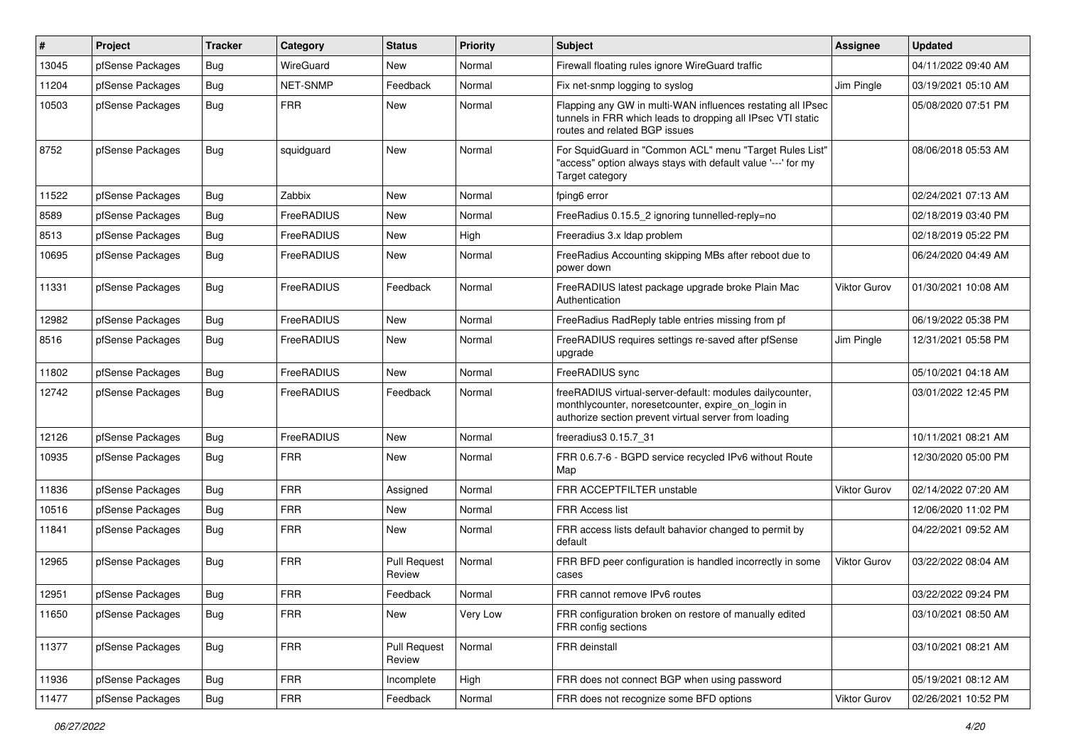| # | Project | Tracker | Category | Status | Priority | Subject | Assignee | Updated |
|---|---|---|---|---|---|---|---|---|
| 13045 | pfSense Packages | Bug | WireGuard | New | Normal | Firewall floating rules ignore WireGuard traffic | | 04/11/2022 09:40 AM |
| 11204 | pfSense Packages | Bug | NET-SNMP | Feedback | Normal | Fix net-snmp logging to syslog | Jim Pingle | 03/19/2021 05:10 AM |
| 10503 | pfSense Packages | Bug | FRR | New | Normal | Flapping any GW in multi-WAN influences restating all IPsec tunnels in FRR which leads to dropping all IPsec VTI static routes and related BGP issues | | 05/08/2020 07:51 PM |
| 8752 | pfSense Packages | Bug | squidguard | New | Normal | For SquidGuard in "Common ACL" menu "Target Rules List" "access" option always stays with default value '---' for my Target category | | 08/06/2018 05:53 AM |
| 11522 | pfSense Packages | Bug | Zabbix | New | Normal | fping6 error | | 02/24/2021 07:13 AM |
| 8589 | pfSense Packages | Bug | FreeRADIUS | New | Normal | FreeRadius 0.15.5_2 ignoring tunnelled-reply=no | | 02/18/2019 03:40 PM |
| 8513 | pfSense Packages | Bug | FreeRADIUS | New | High | Freeradius 3.x ldap problem | | 02/18/2019 05:22 PM |
| 10695 | pfSense Packages | Bug | FreeRADIUS | New | Normal | FreeRadius Accounting skipping MBs after reboot due to power down | | 06/24/2020 04:49 AM |
| 11331 | pfSense Packages | Bug | FreeRADIUS | Feedback | Normal | FreeRADIUS latest package upgrade broke Plain Mac Authentication | Viktor Gurov | 01/30/2021 10:08 AM |
| 12982 | pfSense Packages | Bug | FreeRADIUS | New | Normal | FreeRadius RadReply table entries missing from pf | | 06/19/2022 05:38 PM |
| 8516 | pfSense Packages | Bug | FreeRADIUS | New | Normal | FreeRADIUS requires settings re-saved after pfSense upgrade | Jim Pingle | 12/31/2021 05:58 PM |
| 11802 | pfSense Packages | Bug | FreeRADIUS | New | Normal | FreeRADIUS sync | | 05/10/2021 04:18 AM |
| 12742 | pfSense Packages | Bug | FreeRADIUS | Feedback | Normal | freeRADIUS virtual-server-default: modules dailycounter, monthlycounter, noresetcounter, expire_on_login in authorize section prevent virtual server from loading | | 03/01/2022 12:45 PM |
| 12126 | pfSense Packages | Bug | FreeRADIUS | New | Normal | freeradius3 0.15.7_31 | | 10/11/2021 08:21 AM |
| 10935 | pfSense Packages | Bug | FRR | New | Normal | FRR 0.6.7-6 - BGPD service recycled IPv6 without Route Map | | 12/30/2020 05:00 PM |
| 11836 | pfSense Packages | Bug | FRR | Assigned | Normal | FRR ACCEPTFILTER unstable | Viktor Gurov | 02/14/2022 07:20 AM |
| 10516 | pfSense Packages | Bug | FRR | New | Normal | FRR Access list | | 12/06/2020 11:02 PM |
| 11841 | pfSense Packages | Bug | FRR | New | Normal | FRR access lists default bahavior changed to permit by default | | 04/22/2021 09:52 AM |
| 12965 | pfSense Packages | Bug | FRR | Pull Request Review | Normal | FRR BFD peer configuration is handled incorrectly in some cases | Viktor Gurov | 03/22/2022 08:04 AM |
| 12951 | pfSense Packages | Bug | FRR | Feedback | Normal | FRR cannot remove IPv6 routes | | 03/22/2022 09:24 PM |
| 11650 | pfSense Packages | Bug | FRR | New | Very Low | FRR configuration broken on restore of manually edited FRR config sections | | 03/10/2021 08:50 AM |
| 11377 | pfSense Packages | Bug | FRR | Pull Request Review | Normal | FRR deinstall | | 03/10/2021 08:21 AM |
| 11936 | pfSense Packages | Bug | FRR | Incomplete | High | FRR does not connect BGP when using password | | 05/19/2021 08:12 AM |
| 11477 | pfSense Packages | Bug | FRR | Feedback | Normal | FRR does not recognize some BFD options | Viktor Gurov | 02/26/2021 10:52 PM |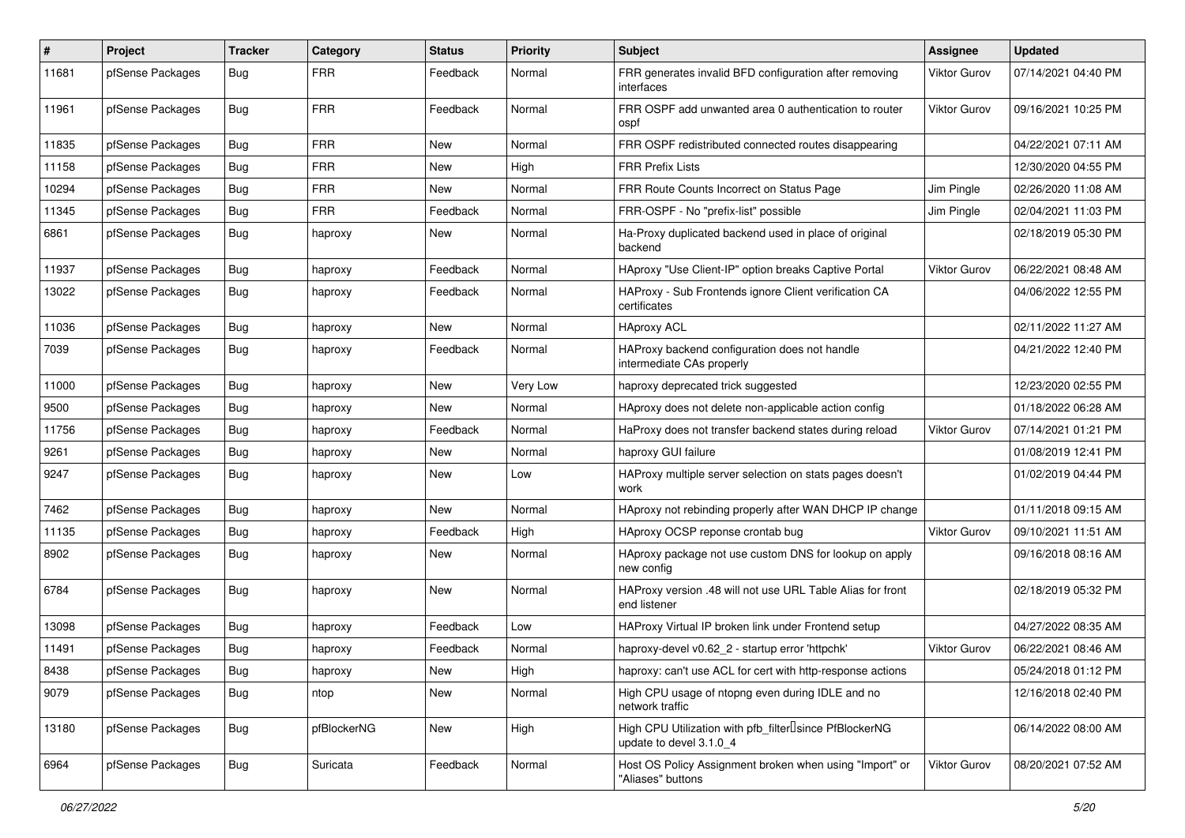| # | Project | Tracker | Category | Status | Priority | Subject | Assignee | Updated |
|---|---|---|---|---|---|---|---|---|
| 11681 | pfSense Packages | Bug | FRR | Feedback | Normal | FRR generates invalid BFD configuration after removing interfaces | Viktor Gurov | 07/14/2021 04:40 PM |
| 11961 | pfSense Packages | Bug | FRR | Feedback | Normal | FRR OSPF add unwanted area 0 authentication to router ospf | Viktor Gurov | 09/16/2021 10:25 PM |
| 11835 | pfSense Packages | Bug | FRR | New | Normal | FRR OSPF redistributed connected routes disappearing | | 04/22/2021 07:11 AM |
| 11158 | pfSense Packages | Bug | FRR | New | High | FRR Prefix Lists | | 12/30/2020 04:55 PM |
| 10294 | pfSense Packages | Bug | FRR | New | Normal | FRR Route Counts Incorrect on Status Page | Jim Pingle | 02/26/2020 11:08 AM |
| 11345 | pfSense Packages | Bug | FRR | Feedback | Normal | FRR-OSPF - No "prefix-list" possible | Jim Pingle | 02/04/2021 11:03 PM |
| 6861 | pfSense Packages | Bug | haproxy | New | Normal | Ha-Proxy duplicated backend used in place of original backend | | 02/18/2019 05:30 PM |
| 11937 | pfSense Packages | Bug | haproxy | Feedback | Normal | HAproxy "Use Client-IP" option breaks Captive Portal | Viktor Gurov | 06/22/2021 08:48 AM |
| 13022 | pfSense Packages | Bug | haproxy | Feedback | Normal | HAProxy - Sub Frontends ignore Client verification CA certificates | | 04/06/2022 12:55 PM |
| 11036 | pfSense Packages | Bug | haproxy | New | Normal | HAproxy ACL | | 02/11/2022 11:27 AM |
| 7039 | pfSense Packages | Bug | haproxy | Feedback | Normal | HAProxy backend configuration does not handle intermediate CAs properly | | 04/21/2022 12:40 PM |
| 11000 | pfSense Packages | Bug | haproxy | New | Very Low | haproxy deprecated trick suggested | | 12/23/2020 02:55 PM |
| 9500 | pfSense Packages | Bug | haproxy | New | Normal | HAproxy does not delete non-applicable action config | | 01/18/2022 06:28 AM |
| 11756 | pfSense Packages | Bug | haproxy | Feedback | Normal | HaProxy does not transfer backend states during reload | Viktor Gurov | 07/14/2021 01:21 PM |
| 9261 | pfSense Packages | Bug | haproxy | New | Normal | haproxy GUI failure | | 01/08/2019 12:41 PM |
| 9247 | pfSense Packages | Bug | haproxy | New | Low | HAProxy multiple server selection on stats pages doesn't work | | 01/02/2019 04:44 PM |
| 7462 | pfSense Packages | Bug | haproxy | New | Normal | HAproxy not rebinding properly after WAN DHCP IP change | | 01/11/2018 09:15 AM |
| 11135 | pfSense Packages | Bug | haproxy | Feedback | High | HAproxy OCSP reponse crontab bug | Viktor Gurov | 09/10/2021 11:51 AM |
| 8902 | pfSense Packages | Bug | haproxy | New | Normal | HAproxy package not use custom DNS for lookup on apply new config | | 09/16/2018 08:16 AM |
| 6784 | pfSense Packages | Bug | haproxy | New | Normal | HAProxy version .48 will not use URL Table Alias for front end listener | | 02/18/2019 05:32 PM |
| 13098 | pfSense Packages | Bug | haproxy | Feedback | Low | HAProxy Virtual IP broken link under Frontend setup | | 04/27/2022 08:35 AM |
| 11491 | pfSense Packages | Bug | haproxy | Feedback | Normal | haproxy-devel v0.62_2 - startup error 'httpchk' | Viktor Gurov | 06/22/2021 08:46 AM |
| 8438 | pfSense Packages | Bug | haproxy | New | High | haproxy: can't use ACL for cert with http-response actions | | 05/24/2018 01:12 PM |
| 9079 | pfSense Packages | Bug | ntop | New | Normal | High CPU usage of ntopng even during IDLE and no network traffic | | 12/16/2018 02:40 PM |
| 13180 | pfSense Packages | Bug | pfBlockerNG | New | High | High CPU Utilization with pfb_filter since PfBlockerNG update to devel 3.1.0_4 | | 06/14/2022 08:00 AM |
| 6964 | pfSense Packages | Bug | Suricata | Feedback | Normal | Host OS Policy Assignment broken when using "Import" or "Aliases" buttons | Viktor Gurov | 08/20/2021 07:52 AM |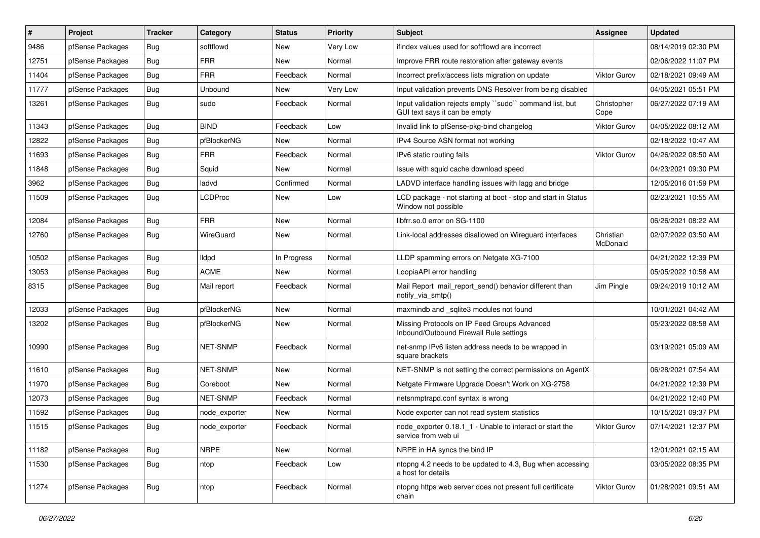| # | Project | Tracker | Category | Status | Priority | Subject | Assignee | Updated |
|---|---|---|---|---|---|---|---|---|
| 9486 | pfSense Packages | Bug | softflowd | New | Very Low | ifindex values used for softflowd are incorrect | | 08/14/2019 02:30 PM |
| 12751 | pfSense Packages | Bug | FRR | New | Normal | Improve FRR route restoration after gateway events | | 02/06/2022 11:07 PM |
| 11404 | pfSense Packages | Bug | FRR | Feedback | Normal | Incorrect prefix/access lists migration on update | Viktor Gurov | 02/18/2021 09:49 AM |
| 11777 | pfSense Packages | Bug | Unbound | New | Very Low | Input validation prevents DNS Resolver from being disabled | | 04/05/2021 05:51 PM |
| 13261 | pfSense Packages | Bug | sudo | Feedback | Normal | Input validation rejects empty ``sudo`` command list, but GUI text says it can be empty | Christopher Cope | 06/27/2022 07:19 AM |
| 11343 | pfSense Packages | Bug | BIND | Feedback | Low | Invalid link to pfSense-pkg-bind changelog | Viktor Gurov | 04/05/2022 08:12 AM |
| 12822 | pfSense Packages | Bug | pfBlockerNG | New | Normal | IPv4 Source ASN format not working | | 02/18/2022 10:47 AM |
| 11693 | pfSense Packages | Bug | FRR | Feedback | Normal | IPv6 static routing fails | Viktor Gurov | 04/26/2022 08:50 AM |
| 11848 | pfSense Packages | Bug | Squid | New | Normal | Issue with squid cache download speed | | 04/23/2021 09:30 PM |
| 3962 | pfSense Packages | Bug | ladvd | Confirmed | Normal | LADVD interface handling issues with lagg and bridge | | 12/05/2016 01:59 PM |
| 11509 | pfSense Packages | Bug | LCDProc | New | Low | LCD package - not starting at boot - stop and start in Status Window not possible | | 02/23/2021 10:55 AM |
| 12084 | pfSense Packages | Bug | FRR | New | Normal | libfrr.so.0 error on SG-1100 | | 06/26/2021 08:22 AM |
| 12760 | pfSense Packages | Bug | WireGuard | New | Normal | Link-local addresses disallowed on Wireguard interfaces | Christian McDonald | 02/07/2022 03:50 AM |
| 10502 | pfSense Packages | Bug | lldpd | In Progress | Normal | LLDP spamming errors on Netgate XG-7100 | | 04/21/2022 12:39 PM |
| 13053 | pfSense Packages | Bug | ACME | New | Normal | LoopiaAPI error handling | | 05/05/2022 10:58 AM |
| 8315 | pfSense Packages | Bug | Mail report | Feedback | Normal | Mail Report mail_report_send() behavior different than notify_via_smtp() | Jim Pingle | 09/24/2019 10:12 AM |
| 12033 | pfSense Packages | Bug | pfBlockerNG | New | Normal | maxmindb and _sqlite3 modules not found | | 10/01/2021 04:42 AM |
| 13202 | pfSense Packages | Bug | pfBlockerNG | New | Normal | Missing Protocols on IP Feed Groups Advanced Inbound/Outbound Firewall Rule settings | | 05/23/2022 08:58 AM |
| 10990 | pfSense Packages | Bug | NET-SNMP | Feedback | Normal | net-snmp IPv6 listen address needs to be wrapped in square brackets | | 03/19/2021 05:09 AM |
| 11610 | pfSense Packages | Bug | NET-SNMP | New | Normal | NET-SNMP is not setting the correct permissions on AgentX | | 06/28/2021 07:54 AM |
| 11970 | pfSense Packages | Bug | Coreboot | New | Normal | Netgate Firmware Upgrade Doesn't Work on XG-2758 | | 04/21/2022 12:39 PM |
| 12073 | pfSense Packages | Bug | NET-SNMP | Feedback | Normal | netsnmptrapd.conf syntax is wrong | | 04/21/2022 12:40 PM |
| 11592 | pfSense Packages | Bug | node_exporter | New | Normal | Node exporter can not read system statistics | | 10/15/2021 09:37 PM |
| 11515 | pfSense Packages | Bug | node_exporter | Feedback | Normal | node_exporter 0.18.1_1 - Unable to interact or start the service from web ui | Viktor Gurov | 07/14/2021 12:37 PM |
| 11182 | pfSense Packages | Bug | NRPE | New | Normal | NRPE in HA syncs the bind IP | | 12/01/2021 02:15 AM |
| 11530 | pfSense Packages | Bug | ntop | Feedback | Low | ntopng 4.2 needs to be updated to 4.3, Bug when accessing a host for details | | 03/05/2022 08:35 PM |
| 11274 | pfSense Packages | Bug | ntop | Feedback | Normal | ntopng https web server does not present full certificate chain | Viktor Gurov | 01/28/2021 09:51 AM |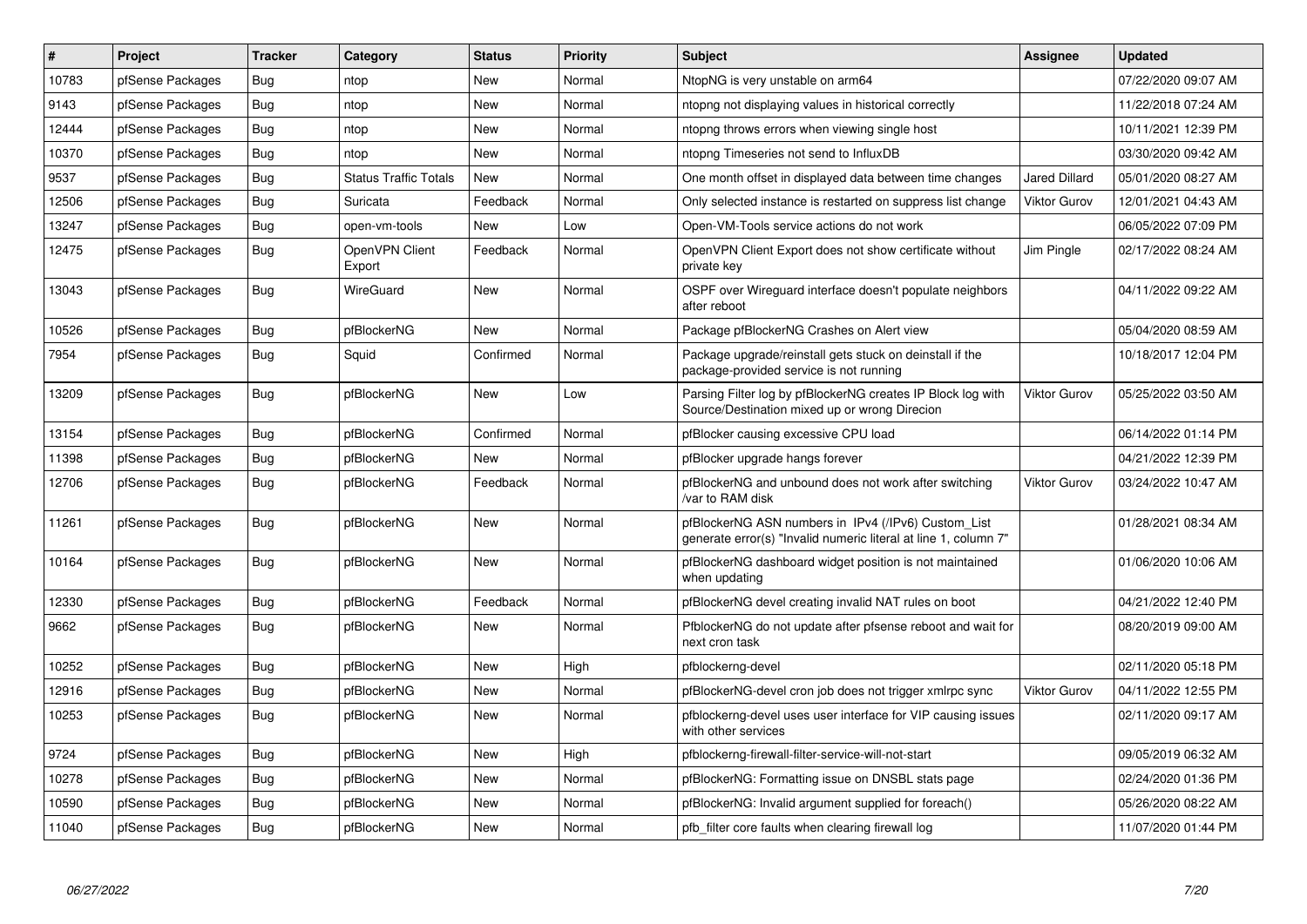| # | Project | Tracker | Category | Status | Priority | Subject | Assignee | Updated |
|---|---|---|---|---|---|---|---|---|
| 10783 | pfSense Packages | Bug | ntop | New | Normal | NtopNG is very unstable on arm64 | | 07/22/2020 09:07 AM |
| 9143 | pfSense Packages | Bug | ntop | New | Normal | ntopng not displaying values in historical correctly | | 11/22/2018 07:24 AM |
| 12444 | pfSense Packages | Bug | ntop | New | Normal | ntopng throws errors when viewing single host | | 10/11/2021 12:39 PM |
| 10370 | pfSense Packages | Bug | ntop | New | Normal | ntopng Timeseries not send to InfluxDB | | 03/30/2020 09:42 AM |
| 9537 | pfSense Packages | Bug | Status Traffic Totals | New | Normal | One month offset in displayed data between time changes | Jared Dillard | 05/01/2020 08:27 AM |
| 12506 | pfSense Packages | Bug | Suricata | Feedback | Normal | Only selected instance is restarted on suppress list change | Viktor Gurov | 12/01/2021 04:43 AM |
| 13247 | pfSense Packages | Bug | open-vm-tools | New | Low | Open-VM-Tools service actions do not work | | 06/05/2022 07:09 PM |
| 12475 | pfSense Packages | Bug | OpenVPN Client Export | Feedback | Normal | OpenVPN Client Export does not show certificate without private key | Jim Pingle | 02/17/2022 08:24 AM |
| 13043 | pfSense Packages | Bug | WireGuard | New | Normal | OSPF over Wireguard interface doesn't populate neighbors after reboot | | 04/11/2022 09:22 AM |
| 10526 | pfSense Packages | Bug | pfBlockerNG | New | Normal | Package pfBlockerNG Crashes on Alert view | | 05/04/2020 08:59 AM |
| 7954 | pfSense Packages | Bug | Squid | Confirmed | Normal | Package upgrade/reinstall gets stuck on deinstall if the package-provided service is not running | | 10/18/2017 12:04 PM |
| 13209 | pfSense Packages | Bug | pfBlockerNG | New | Low | Parsing Filter log by pfBlockerNG creates IP Block log with Source/Destination mixed up or wrong Direcion | Viktor Gurov | 05/25/2022 03:50 AM |
| 13154 | pfSense Packages | Bug | pfBlockerNG | Confirmed | Normal | pfBlocker causing excessive CPU load | | 06/14/2022 01:14 PM |
| 11398 | pfSense Packages | Bug | pfBlockerNG | New | Normal | pfBlocker upgrade hangs forever | | 04/21/2022 12:39 PM |
| 12706 | pfSense Packages | Bug | pfBlockerNG | Feedback | Normal | pfBlockerNG and unbound does not work after switching /var to RAM disk | Viktor Gurov | 03/24/2022 10:47 AM |
| 11261 | pfSense Packages | Bug | pfBlockerNG | New | Normal | pfBlockerNG ASN numbers in IPv4 (/IPv6) Custom_List generate error(s) "Invalid numeric literal at line 1, column 7" | | 01/28/2021 08:34 AM |
| 10164 | pfSense Packages | Bug | pfBlockerNG | New | Normal | pfBlockerNG dashboard widget position is not maintained when updating | | 01/06/2020 10:06 AM |
| 12330 | pfSense Packages | Bug | pfBlockerNG | Feedback | Normal | pfBlockerNG devel creating invalid NAT rules on boot | | 04/21/2022 12:40 PM |
| 9662 | pfSense Packages | Bug | pfBlockerNG | New | Normal | PfblockerNG do not update after pfsense reboot and wait for next cron task | | 08/20/2019 09:00 AM |
| 10252 | pfSense Packages | Bug | pfBlockerNG | New | High | pfblockerng-devel | | 02/11/2020 05:18 PM |
| 12916 | pfSense Packages | Bug | pfBlockerNG | New | Normal | pfBlockerNG-devel cron job does not trigger xmlrpc sync | Viktor Gurov | 04/11/2022 12:55 PM |
| 10253 | pfSense Packages | Bug | pfBlockerNG | New | Normal | pfblockerng-devel uses user interface for VIP causing issues with other services | | 02/11/2020 09:17 AM |
| 9724 | pfSense Packages | Bug | pfBlockerNG | New | High | pfblockerng-firewall-filter-service-will-not-start | | 09/05/2019 06:32 AM |
| 10278 | pfSense Packages | Bug | pfBlockerNG | New | Normal | pfBlockerNG: Formatting issue on DNSBL stats page | | 02/24/2020 01:36 PM |
| 10590 | pfSense Packages | Bug | pfBlockerNG | New | Normal | pfBlockerNG: Invalid argument supplied for foreach() | | 05/26/2020 08:22 AM |
| 11040 | pfSense Packages | Bug | pfBlockerNG | New | Normal | pfb_filter core faults when clearing firewall log | | 11/07/2020 01:44 PM |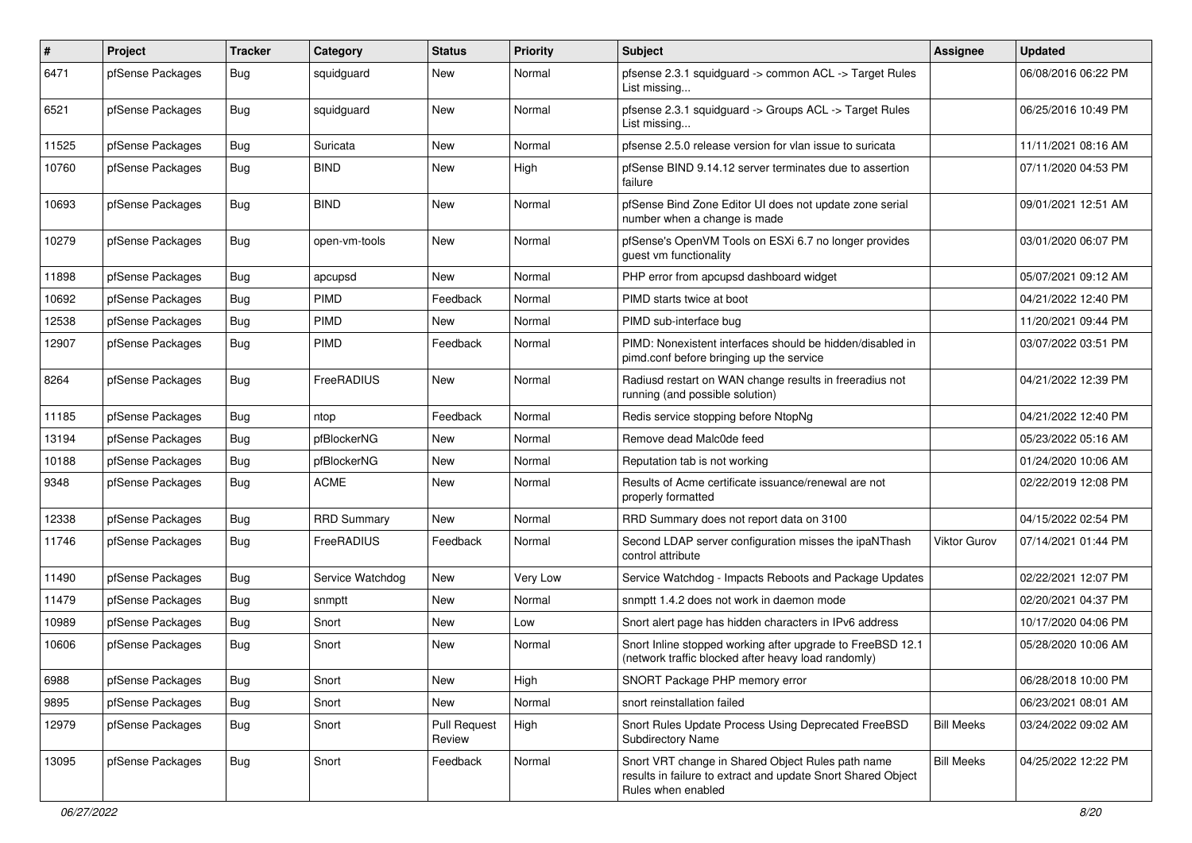| # | Project | Tracker | Category | Status | Priority | Subject | Assignee | Updated |
|---|---|---|---|---|---|---|---|---|
| 6471 | pfSense Packages | Bug | squidguard | New | Normal | pfsense 2.3.1 squidguard -> common ACL -> Target Rules List missing... | | 06/08/2016 06:22 PM |
| 6521 | pfSense Packages | Bug | squidguard | New | Normal | pfsense 2.3.1 squidguard -> Groups ACL -> Target Rules List missing... | | 06/25/2016 10:49 PM |
| 11525 | pfSense Packages | Bug | Suricata | New | Normal | pfsense 2.5.0 release version for vlan issue to suricata | | 11/11/2021 08:16 AM |
| 10760 | pfSense Packages | Bug | BIND | New | High | pfSense BIND 9.14.12 server terminates due to assertion failure | | 07/11/2020 04:53 PM |
| 10693 | pfSense Packages | Bug | BIND | New | Normal | pfSense Bind Zone Editor UI does not update zone serial number when a change is made | | 09/01/2021 12:51 AM |
| 10279 | pfSense Packages | Bug | open-vm-tools | New | Normal | pfSense's OpenVM Tools on ESXi 6.7 no longer provides guest vm functionality | | 03/01/2020 06:07 PM |
| 11898 | pfSense Packages | Bug | apcupsd | New | Normal | PHP error from apcupsd dashboard widget | | 05/07/2021 09:12 AM |
| 10692 | pfSense Packages | Bug | PIMD | Feedback | Normal | PIMD starts twice at boot | | 04/21/2022 12:40 PM |
| 12538 | pfSense Packages | Bug | PIMD | New | Normal | PIMD sub-interface bug | | 11/20/2021 09:44 PM |
| 12907 | pfSense Packages | Bug | PIMD | Feedback | Normal | PIMD: Nonexistent interfaces should be hidden/disabled in pimd.conf before bringing up the service | | 03/07/2022 03:51 PM |
| 8264 | pfSense Packages | Bug | FreeRADIUS | New | Normal | Radiusd restart on WAN change results in freeradius not running (and possible solution) | | 04/21/2022 12:39 PM |
| 11185 | pfSense Packages | Bug | ntop | Feedback | Normal | Redis service stopping before NtopNg | | 04/21/2022 12:40 PM |
| 13194 | pfSense Packages | Bug | pfBlockerNG | New | Normal | Remove dead Malc0de feed | | 05/23/2022 05:16 AM |
| 10188 | pfSense Packages | Bug | pfBlockerNG | New | Normal | Reputation tab is not working | | 01/24/2020 10:06 AM |
| 9348 | pfSense Packages | Bug | ACME | New | Normal | Results of Acme certificate issuance/renewal are not properly formatted | | 02/22/2019 12:08 PM |
| 12338 | pfSense Packages | Bug | RRD Summary | New | Normal | RRD Summary does not report data on 3100 | | 04/15/2022 02:54 PM |
| 11746 | pfSense Packages | Bug | FreeRADIUS | Feedback | Normal | Second LDAP server configuration misses the ipaNThash control attribute | Viktor Gurov | 07/14/2021 01:44 PM |
| 11490 | pfSense Packages | Bug | Service Watchdog | New | Very Low | Service Watchdog - Impacts Reboots and Package Updates | | 02/22/2021 12:07 PM |
| 11479 | pfSense Packages | Bug | snmptt | New | Normal | snmptt 1.4.2 does not work in daemon mode | | 02/20/2021 04:37 PM |
| 10989 | pfSense Packages | Bug | Snort | New | Low | Snort alert page has hidden characters in IPv6 address | | 10/17/2020 04:06 PM |
| 10606 | pfSense Packages | Bug | Snort | New | Normal | Snort Inline stopped working after upgrade to FreeBSD 12.1 (network traffic blocked after heavy load randomly) | | 05/28/2020 10:06 AM |
| 6988 | pfSense Packages | Bug | Snort | New | High | SNORT Package PHP memory error | | 06/28/2018 10:00 PM |
| 9895 | pfSense Packages | Bug | Snort | New | Normal | snort reinstallation failed | | 06/23/2021 08:01 AM |
| 12979 | pfSense Packages | Bug | Snort | Pull Request Review | High | Snort Rules Update Process Using Deprecated FreeBSD Subdirectory Name | Bill Meeks | 03/24/2022 09:02 AM |
| 13095 | pfSense Packages | Bug | Snort | Feedback | Normal | Snort VRT change in Shared Object Rules path name results in failure to extract and update Snort Shared Object Rules when enabled | Bill Meeks | 04/25/2022 12:22 PM |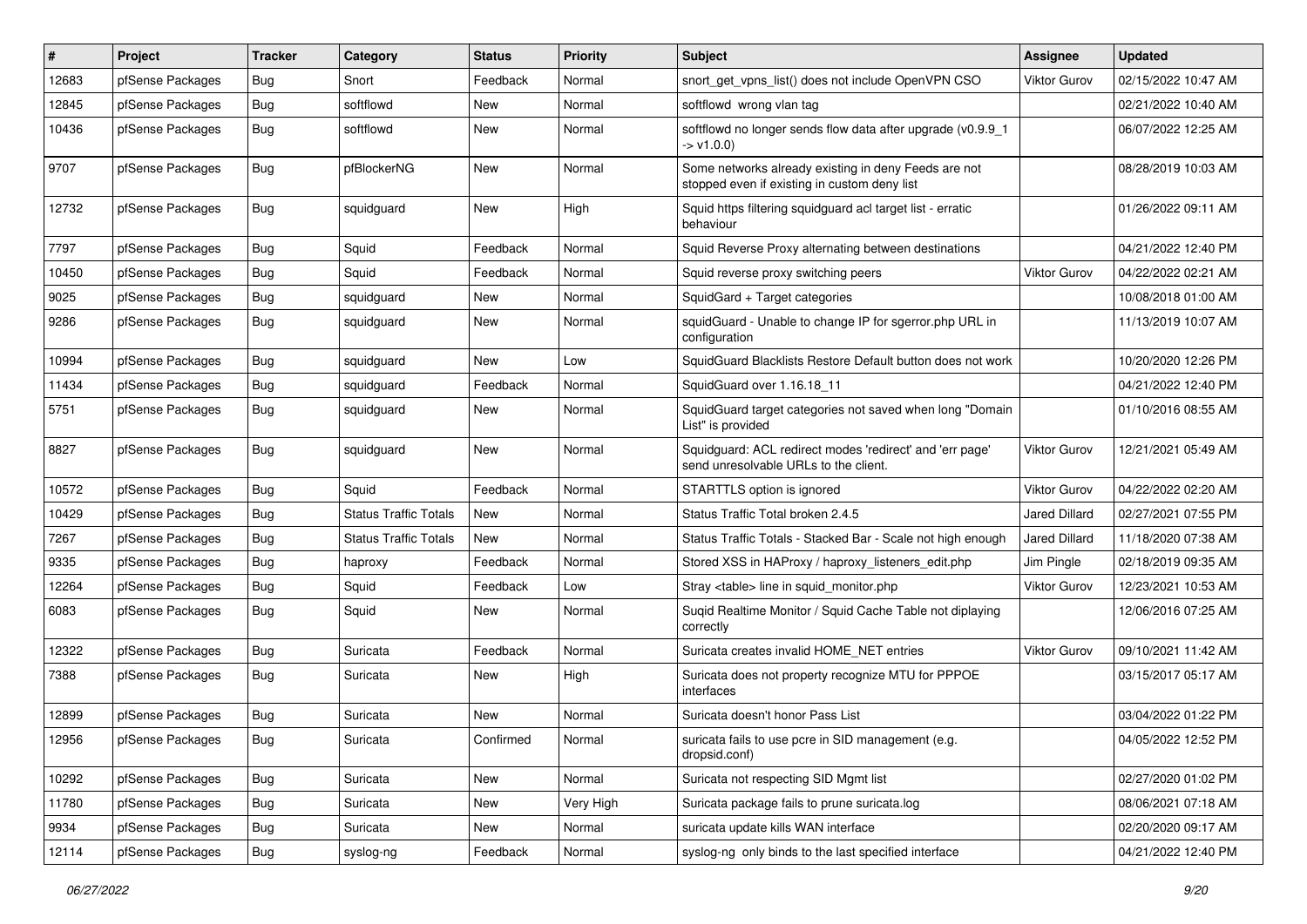| # | Project | Tracker | Category | Status | Priority | Subject | Assignee | Updated |
| --- | --- | --- | --- | --- | --- | --- | --- | --- |
| 12683 | pfSense Packages | Bug | Snort | Feedback | Normal | snort_get_vpns_list() does not include OpenVPN CSO | Viktor Gurov | 02/15/2022 10:47 AM |
| 12845 | pfSense Packages | Bug | softflowd | New | Normal | softflowd wrong vlan tag | | 02/21/2022 10:40 AM |
| 10436 | pfSense Packages | Bug | softflowd | New | Normal | softflowd no longer sends flow data after upgrade (v0.9.9_1 -> v1.0.0) | | 06/07/2022 12:25 AM |
| 9707 | pfSense Packages | Bug | pfBlockerNG | New | Normal | Some networks already existing in deny Feeds are not stopped even if existing in custom deny list | | 08/28/2019 10:03 AM |
| 12732 | pfSense Packages | Bug | squidguard | New | High | Squid https filtering squidguard acl target list - erratic behaviour | | 01/26/2022 09:11 AM |
| 7797 | pfSense Packages | Bug | Squid | Feedback | Normal | Squid Reverse Proxy alternating between destinations | | 04/21/2022 12:40 PM |
| 10450 | pfSense Packages | Bug | Squid | Feedback | Normal | Squid reverse proxy switching peers | Viktor Gurov | 04/22/2022 02:21 AM |
| 9025 | pfSense Packages | Bug | squidguard | New | Normal | SquidGard + Target categories | | 10/08/2018 01:00 AM |
| 9286 | pfSense Packages | Bug | squidguard | New | Normal | squidGuard - Unable to change IP for sgerror.php URL in configuration | | 11/13/2019 10:07 AM |
| 10994 | pfSense Packages | Bug | squidguard | New | Low | SquidGuard Blacklists Restore Default button does not work | | 10/20/2020 12:26 PM |
| 11434 | pfSense Packages | Bug | squidguard | Feedback | Normal | SquidGuard over 1.16.18_11 | | 04/21/2022 12:40 PM |
| 5751 | pfSense Packages | Bug | squidguard | New | Normal | SquidGuard target categories not saved when long "Domain List" is provided | | 01/10/2016 08:55 AM |
| 8827 | pfSense Packages | Bug | squidguard | New | Normal | Squidguard: ACL redirect modes 'redirect' and 'err page' send unresolvable URLs to the client. | Viktor Gurov | 12/21/2021 05:49 AM |
| 10572 | pfSense Packages | Bug | Squid | Feedback | Normal | STARTTLS option is ignored | Viktor Gurov | 04/22/2022 02:20 AM |
| 10429 | pfSense Packages | Bug | Status Traffic Totals | New | Normal | Status Traffic Total broken 2.4.5 | Jared Dillard | 02/27/2021 07:55 PM |
| 7267 | pfSense Packages | Bug | Status Traffic Totals | New | Normal | Status Traffic Totals - Stacked Bar - Scale not high enough | Jared Dillard | 11/18/2020 07:38 AM |
| 9335 | pfSense Packages | Bug | haproxy | Feedback | Normal | Stored XSS in HAProxy / haproxy_listeners_edit.php | Jim Pingle | 02/18/2019 09:35 AM |
| 12264 | pfSense Packages | Bug | Squid | Feedback | Low | Stray <table> line in squid_monitor.php | Viktor Gurov | 12/23/2021 10:53 AM |
| 6083 | pfSense Packages | Bug | Squid | New | Normal | Suqid Realtime Monitor / Squid Cache Table not diplaying correctly | | 12/06/2016 07:25 AM |
| 12322 | pfSense Packages | Bug | Suricata | Feedback | Normal | Suricata creates invalid HOME_NET entries | Viktor Gurov | 09/10/2021 11:42 AM |
| 7388 | pfSense Packages | Bug | Suricata | New | High | Suricata does not property recognize MTU for PPPOE interfaces | | 03/15/2017 05:17 AM |
| 12899 | pfSense Packages | Bug | Suricata | New | Normal | Suricata doesn't honor Pass List | | 03/04/2022 01:22 PM |
| 12956 | pfSense Packages | Bug | Suricata | Confirmed | Normal | suricata fails to use pcre in SID management (e.g. dropsid.conf) | | 04/05/2022 12:52 PM |
| 10292 | pfSense Packages | Bug | Suricata | New | Normal | Suricata not respecting SID Mgmt list | | 02/27/2020 01:02 PM |
| 11780 | pfSense Packages | Bug | Suricata | New | Very High | Suricata package fails to prune suricata.log | | 08/06/2021 07:18 AM |
| 9934 | pfSense Packages | Bug | Suricata | New | Normal | suricata update kills WAN interface | | 02/20/2020 09:17 AM |
| 12114 | pfSense Packages | Bug | syslog-ng | Feedback | Normal | syslog-ng only binds to the last specified interface | | 04/21/2022 12:40 PM |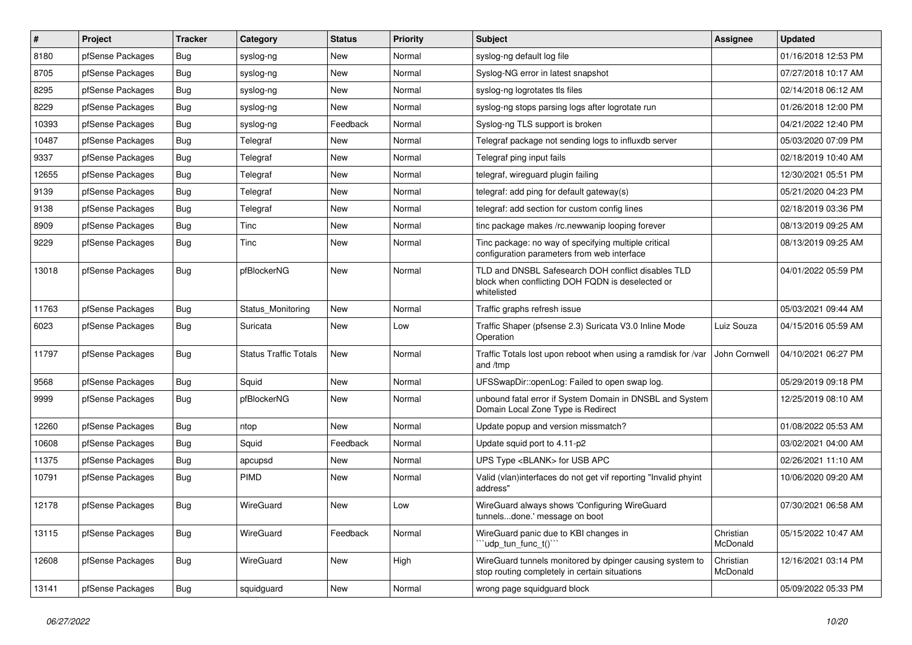| # | Project | Tracker | Category | Status | Priority | Subject | Assignee | Updated |
|---|---|---|---|---|---|---|---|---|
| 8180 | pfSense Packages | Bug | syslog-ng | New | Normal | syslog-ng default log file | | 01/16/2018 12:53 PM |
| 8705 | pfSense Packages | Bug | syslog-ng | New | Normal | Syslog-NG error in latest snapshot | | 07/27/2018 10:17 AM |
| 8295 | pfSense Packages | Bug | syslog-ng | New | Normal | syslog-ng logrotates tls files | | 02/14/2018 06:12 AM |
| 8229 | pfSense Packages | Bug | syslog-ng | New | Normal | syslog-ng stops parsing logs after logrotate run | | 01/26/2018 12:00 PM |
| 10393 | pfSense Packages | Bug | syslog-ng | Feedback | Normal | Syslog-ng TLS support is broken | | 04/21/2022 12:40 PM |
| 10487 | pfSense Packages | Bug | Telegraf | New | Normal | Telegraf package not sending logs to influxdb server | | 05/03/2020 07:09 PM |
| 9337 | pfSense Packages | Bug | Telegraf | New | Normal | Telegraf ping input fails | | 02/18/2019 10:40 AM |
| 12655 | pfSense Packages | Bug | Telegraf | New | Normal | telegraf, wireguard plugin failing | | 12/30/2021 05:51 PM |
| 9139 | pfSense Packages | Bug | Telegraf | New | Normal | telegraf: add ping for default gateway(s) | | 05/21/2020 04:23 PM |
| 9138 | pfSense Packages | Bug | Telegraf | New | Normal | telegraf: add section for custom config lines | | 02/18/2019 03:36 PM |
| 8909 | pfSense Packages | Bug | Tinc | New | Normal | tinc package makes /rc.newwanip looping forever | | 08/13/2019 09:25 AM |
| 9229 | pfSense Packages | Bug | Tinc | New | Normal | Tinc package: no way of specifying multiple critical configuration parameters from web interface | | 08/13/2019 09:25 AM |
| 13018 | pfSense Packages | Bug | pfBlockerNG | New | Normal | TLD and DNSBL Safesearch DOH conflict disables TLD block when conflicting DOH FQDN is deselected or whitelisted | | 04/01/2022 05:59 PM |
| 11763 | pfSense Packages | Bug | Status_Monitoring | New | Normal | Traffic graphs refresh issue | | 05/03/2021 09:44 AM |
| 6023 | pfSense Packages | Bug | Suricata | New | Low | Traffic Shaper (pfsense 2.3) Suricata V3.0 Inline Mode Operation | Luiz Souza | 04/15/2016 05:59 AM |
| 11797 | pfSense Packages | Bug | Status Traffic Totals | New | Normal | Traffic Totals lost upon reboot when using a ramdisk for /var and /tmp | John Cornwell | 04/10/2021 06:27 PM |
| 9568 | pfSense Packages | Bug | Squid | New | Normal | UFSSwapDir::openLog: Failed to open swap log. | | 05/29/2019 09:18 PM |
| 9999 | pfSense Packages | Bug | pfBlockerNG | New | Normal | unbound fatal error if System Domain in DNSBL and System Domain Local Zone Type is Redirect | | 12/25/2019 08:10 AM |
| 12260 | pfSense Packages | Bug | ntop | New | Normal | Update popup and version missmatch? | | 01/08/2022 05:53 AM |
| 10608 | pfSense Packages | Bug | Squid | Feedback | Normal | Update squid port to 4.11-p2 | | 03/02/2021 04:00 AM |
| 11375 | pfSense Packages | Bug | apcupsd | New | Normal | UPS Type <BLANK> for USB APC | | 02/26/2021 11:10 AM |
| 10791 | pfSense Packages | Bug | PIMD | New | Normal | Valid (vlan)interfaces do not get vif reporting "Invalid phyint address" | | 10/06/2020 09:20 AM |
| 12178 | pfSense Packages | Bug | WireGuard | New | Low | WireGuard always shows 'Configuring WireGuard tunnels...done.' message on boot | | 07/30/2021 06:58 AM |
| 13115 | pfSense Packages | Bug | WireGuard | Feedback | Normal | WireGuard panic due to KBI changes in ```udp_tun_func_t()``` | Christian McDonald | 05/15/2022 10:47 AM |
| 12608 | pfSense Packages | Bug | WireGuard | New | High | WireGuard tunnels monitored by dpinger causing system to stop routing completely in certain situations | Christian McDonald | 12/16/2021 03:14 PM |
| 13141 | pfSense Packages | Bug | squidguard | New | Normal | wrong page squidguard block | | 05/09/2022 05:33 PM |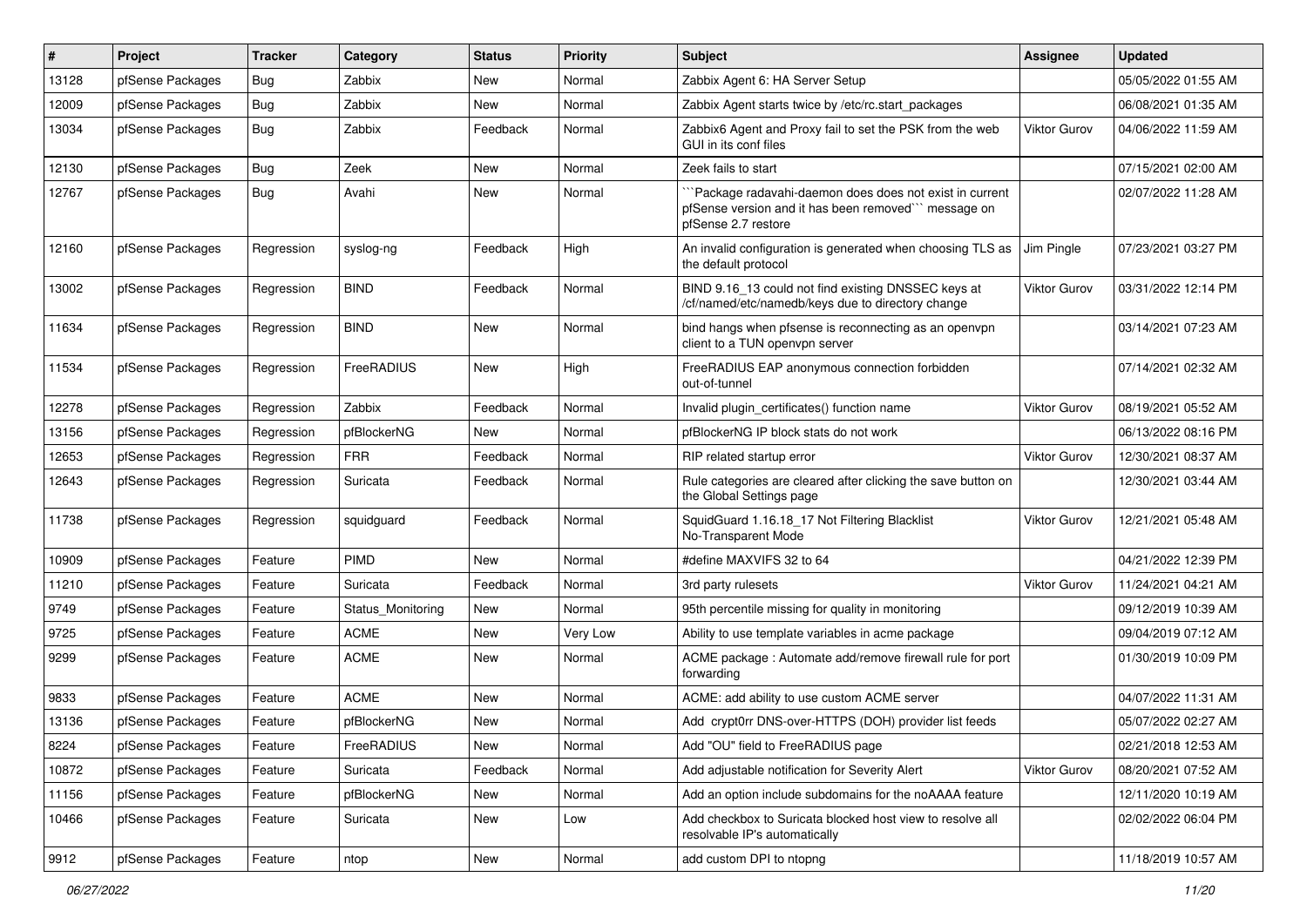| # | Project | Tracker | Category | Status | Priority | Subject | Assignee | Updated |
|---|---|---|---|---|---|---|---|---|
| 13128 | pfSense Packages | Bug | Zabbix | New | Normal | Zabbix Agent 6: HA Server Setup | | 05/05/2022 01:55 AM |
| 12009 | pfSense Packages | Bug | Zabbix | New | Normal | Zabbix Agent starts twice by /etc/rc.start_packages | | 06/08/2021 01:35 AM |
| 13034 | pfSense Packages | Bug | Zabbix | Feedback | Normal | Zabbix6 Agent and Proxy fail to set the PSK from the web GUI in its conf files | Viktor Gurov | 04/06/2022 11:59 AM |
| 12130 | pfSense Packages | Bug | Zeek | New | Normal | Zeek fails to start | | 07/15/2021 02:00 AM |
| 12767 | pfSense Packages | Bug | Avahi | New | Normal | ```Package radavahi-daemon does does not exist in current pfSense version and it has been removed``` message on pfSense 2.7 restore | | 02/07/2022 11:28 AM |
| 12160 | pfSense Packages | Regression | syslog-ng | Feedback | High | An invalid configuration is generated when choosing TLS as the default protocol | Jim Pingle | 07/23/2021 03:27 PM |
| 13002 | pfSense Packages | Regression | BIND | Feedback | Normal | BIND 9.16_13 could not find existing DNSSEC keys at /cf/named/etc/namedb/keys due to directory change | Viktor Gurov | 03/31/2022 12:14 PM |
| 11634 | pfSense Packages | Regression | BIND | New | Normal | bind hangs when pfsense is reconnecting as an openvpn client to a TUN openvpn server | | 03/14/2021 07:23 AM |
| 11534 | pfSense Packages | Regression | FreeRADIUS | New | High | FreeRADIUS EAP anonymous connection forbidden out-of-tunnel | | 07/14/2021 02:32 AM |
| 12278 | pfSense Packages | Regression | Zabbix | Feedback | Normal | Invalid plugin_certificates() function name | Viktor Gurov | 08/19/2021 05:52 AM |
| 13156 | pfSense Packages | Regression | pfBlockerNG | New | Normal | pfBlockerNG IP block stats do not work | | 06/13/2022 08:16 PM |
| 12653 | pfSense Packages | Regression | FRR | Feedback | Normal | RIP related startup error | Viktor Gurov | 12/30/2021 08:37 AM |
| 12643 | pfSense Packages | Regression | Suricata | Feedback | Normal | Rule categories are cleared after clicking the save button on the Global Settings page | | 12/30/2021 03:44 AM |
| 11738 | pfSense Packages | Regression | squidguard | Feedback | Normal | SquidGuard 1.16.18_17 Not Filtering Blacklist No-Transparent Mode | Viktor Gurov | 12/21/2021 05:48 AM |
| 10909 | pfSense Packages | Feature | PIMD | New | Normal | #define MAXVIFS 32 to 64 | | 04/21/2022 12:39 PM |
| 11210 | pfSense Packages | Feature | Suricata | Feedback | Normal | 3rd party rulesets | Viktor Gurov | 11/24/2021 04:21 AM |
| 9749 | pfSense Packages | Feature | Status_Monitoring | New | Normal | 95th percentile missing for quality in monitoring | | 09/12/2019 10:39 AM |
| 9725 | pfSense Packages | Feature | ACME | New | Very Low | Ability to use template variables in acme package | | 09/04/2019 07:12 AM |
| 9299 | pfSense Packages | Feature | ACME | New | Normal | ACME package : Automate add/remove firewall rule for port forwarding | | 01/30/2019 10:09 PM |
| 9833 | pfSense Packages | Feature | ACME | New | Normal | ACME: add ability to use custom ACME server | | 04/07/2022 11:31 AM |
| 13136 | pfSense Packages | Feature | pfBlockerNG | New | Normal | Add crypt0rr DNS-over-HTTPS (DOH) provider list feeds | | 05/07/2022 02:27 AM |
| 8224 | pfSense Packages | Feature | FreeRADIUS | New | Normal | Add "OU" field to FreeRADIUS page | | 02/21/2018 12:53 AM |
| 10872 | pfSense Packages | Feature | Suricata | Feedback | Normal | Add adjustable notification for Severity Alert | Viktor Gurov | 08/20/2021 07:52 AM |
| 11156 | pfSense Packages | Feature | pfBlockerNG | New | Normal | Add an option include subdomains for the noAAAA feature | | 12/11/2020 10:19 AM |
| 10466 | pfSense Packages | Feature | Suricata | New | Low | Add checkbox to Suricata blocked host view to resolve all resolvable IP's automatically | | 02/02/2022 06:04 PM |
| 9912 | pfSense Packages | Feature | ntop | New | Normal | add custom DPI to ntopng | | 11/18/2019 10:57 AM |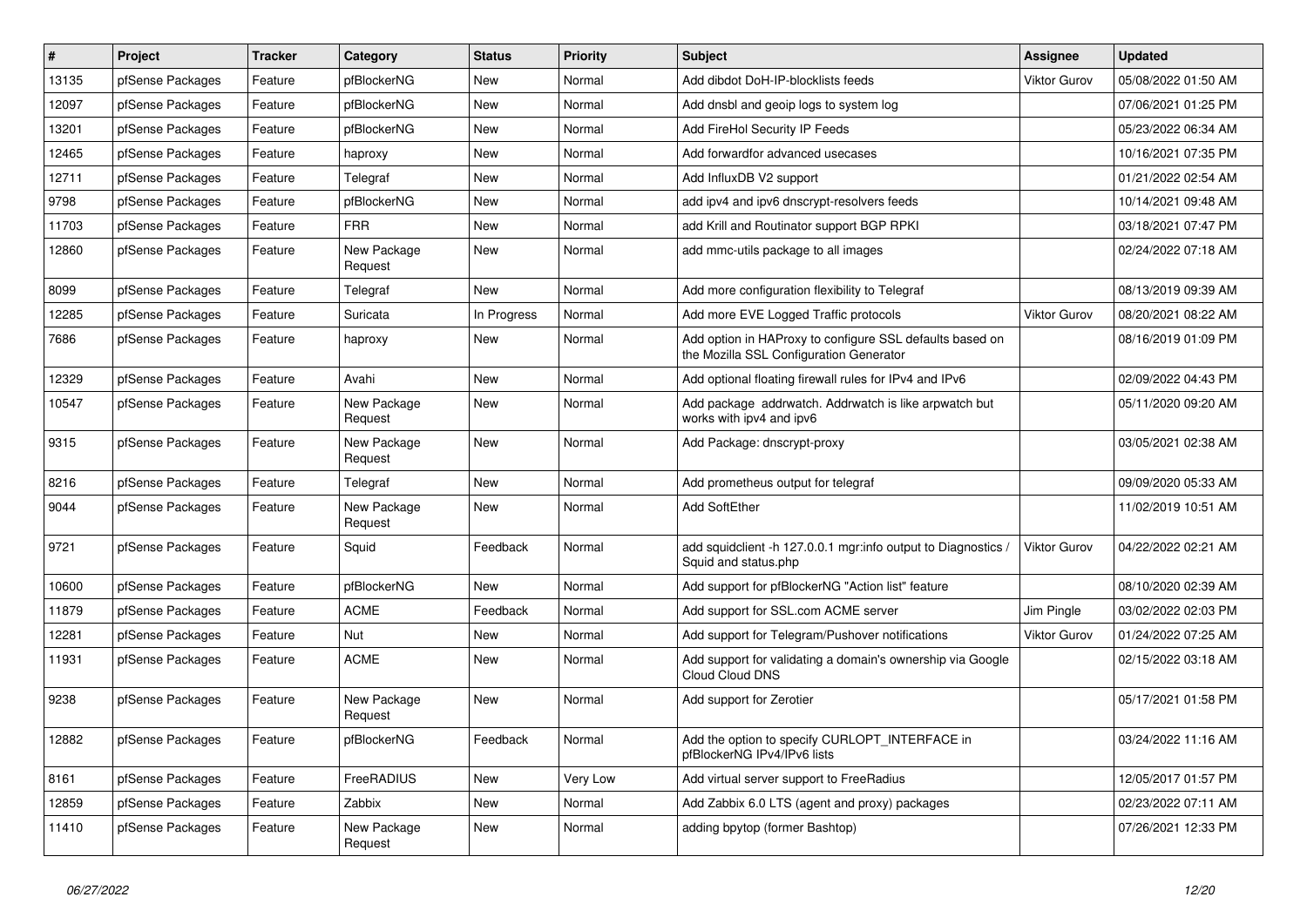| # | Project | Tracker | Category | Status | Priority | Subject | Assignee | Updated |
|---|---|---|---|---|---|---|---|---|
| 13135 | pfSense Packages | Feature | pfBlockerNG | New | Normal | Add dibdot DoH-IP-blocklists feeds | Viktor Gurov | 05/08/2022 01:50 AM |
| 12097 | pfSense Packages | Feature | pfBlockerNG | New | Normal | Add dnsbl and geoip logs to system log | | 07/06/2021 01:25 PM |
| 13201 | pfSense Packages | Feature | pfBlockerNG | New | Normal | Add FireHol Security IP Feeds | | 05/23/2022 06:34 AM |
| 12465 | pfSense Packages | Feature | haproxy | New | Normal | Add forwardfor advanced usecases | | 10/16/2021 07:35 PM |
| 12711 | pfSense Packages | Feature | Telegraf | New | Normal | Add InfluxDB V2 support | | 01/21/2022 02:54 AM |
| 9798 | pfSense Packages | Feature | pfBlockerNG | New | Normal | add ipv4 and ipv6 dnscrypt-resolvers feeds | | 10/14/2021 09:48 AM |
| 11703 | pfSense Packages | Feature | FRR | New | Normal | add Krill and Routinator support BGP RPKI | | 03/18/2021 07:47 PM |
| 12860 | pfSense Packages | Feature | New Package Request | New | Normal | add mmc-utils package to all images | | 02/24/2022 07:18 AM |
| 8099 | pfSense Packages | Feature | Telegraf | New | Normal | Add more configuration flexibility to Telegraf | | 08/13/2019 09:39 AM |
| 12285 | pfSense Packages | Feature | Suricata | In Progress | Normal | Add more EVE Logged Traffic protocols | Viktor Gurov | 08/20/2021 08:22 AM |
| 7686 | pfSense Packages | Feature | haproxy | New | Normal | Add option in HAProxy to configure SSL defaults based on the Mozilla SSL Configuration Generator | | 08/16/2019 01:09 PM |
| 12329 | pfSense Packages | Feature | Avahi | New | Normal | Add optional floating firewall rules for IPv4 and IPv6 | | 02/09/2022 04:43 PM |
| 10547 | pfSense Packages | Feature | New Package Request | New | Normal | Add package addrwatch. Addrwatch is like arpwatch but works with ipv4 and ipv6 | | 05/11/2020 09:20 AM |
| 9315 | pfSense Packages | Feature | New Package Request | New | Normal | Add Package: dnscrypt-proxy | | 03/05/2021 02:38 AM |
| 8216 | pfSense Packages | Feature | Telegraf | New | Normal | Add prometheus output for telegraf | | 09/09/2020 05:33 AM |
| 9044 | pfSense Packages | Feature | New Package Request | New | Normal | Add SoftEther | | 11/02/2019 10:51 AM |
| 9721 | pfSense Packages | Feature | Squid | Feedback | Normal | add squidclient -h 127.0.0.1 mgr:info output to Diagnostics / Squid and status.php | Viktor Gurov | 04/22/2022 02:21 AM |
| 10600 | pfSense Packages | Feature | pfBlockerNG | New | Normal | Add support for pfBlockerNG "Action list" feature | | 08/10/2020 02:39 AM |
| 11879 | pfSense Packages | Feature | ACME | Feedback | Normal | Add support for SSL.com ACME server | Jim Pingle | 03/02/2022 02:03 PM |
| 12281 | pfSense Packages | Feature | Nut | New | Normal | Add support for Telegram/Pushover notifications | Viktor Gurov | 01/24/2022 07:25 AM |
| 11931 | pfSense Packages | Feature | ACME | New | Normal | Add support for validating a domain's ownership via Google Cloud Cloud DNS | | 02/15/2022 03:18 AM |
| 9238 | pfSense Packages | Feature | New Package Request | New | Normal | Add support for Zerotier | | 05/17/2021 01:58 PM |
| 12882 | pfSense Packages | Feature | pfBlockerNG | Feedback | Normal | Add the option to specify CURLOPT_INTERFACE in pfBlockerNG IPv4/IPv6 lists | | 03/24/2022 11:16 AM |
| 8161 | pfSense Packages | Feature | FreeRADIUS | New | Very Low | Add virtual server support to FreeRadius | | 12/05/2017 01:57 PM |
| 12859 | pfSense Packages | Feature | Zabbix | New | Normal | Add Zabbix 6.0 LTS (agent and proxy) packages | | 02/23/2022 07:11 AM |
| 11410 | pfSense Packages | Feature | New Package Request | New | Normal | adding bpytop (former Bashtop) | | 07/26/2021 12:33 PM |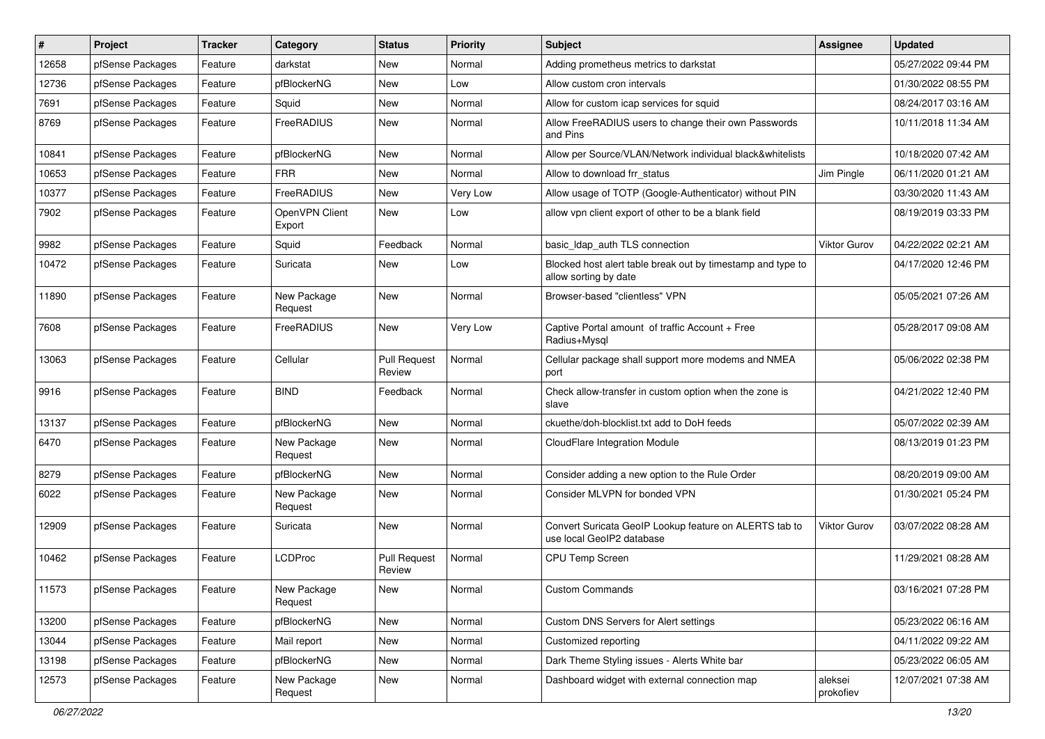| # | Project | Tracker | Category | Status | Priority | Subject | Assignee | Updated |
|---|---|---|---|---|---|---|---|---|
| 12658 | pfSense Packages | Feature | darkstat | New | Normal | Adding prometheus metrics to darkstat | | 05/27/2022 09:44 PM |
| 12736 | pfSense Packages | Feature | pfBlockerNG | New | Low | Allow custom cron intervals | | 01/30/2022 08:55 PM |
| 7691 | pfSense Packages | Feature | Squid | New | Normal | Allow for custom icap services for squid | | 08/24/2017 03:16 AM |
| 8769 | pfSense Packages | Feature | FreeRADIUS | New | Normal | Allow FreeRADIUS users to change their own Passwords and Pins | | 10/11/2018 11:34 AM |
| 10841 | pfSense Packages | Feature | pfBlockerNG | New | Normal | Allow per Source/VLAN/Network individual black&whitelists | | 10/18/2020 07:42 AM |
| 10653 | pfSense Packages | Feature | FRR | New | Normal | Allow to download frr_status | Jim Pingle | 06/11/2020 01:21 AM |
| 10377 | pfSense Packages | Feature | FreeRADIUS | New | Very Low | Allow usage of TOTP (Google-Authenticator) without PIN | | 03/30/2020 11:43 AM |
| 7902 | pfSense Packages | Feature | OpenVPN Client Export | New | Low | allow vpn client export of other to be a blank field | | 08/19/2019 03:33 PM |
| 9982 | pfSense Packages | Feature | Squid | Feedback | Normal | basic_ldap_auth TLS connection | Viktor Gurov | 04/22/2022 02:21 AM |
| 10472 | pfSense Packages | Feature | Suricata | New | Low | Blocked host alert table break out by timestamp and type to allow sorting by date | | 04/17/2020 12:46 PM |
| 11890 | pfSense Packages | Feature | New Package Request | New | Normal | Browser-based "clientless" VPN | | 05/05/2021 07:26 AM |
| 7608 | pfSense Packages | Feature | FreeRADIUS | New | Very Low | Captive Portal amount of traffic Account + Free Radius+Mysql | | 05/28/2017 09:08 AM |
| 13063 | pfSense Packages | Feature | Cellular | Pull Request Review | Normal | Cellular package shall support more modems and NMEA port | | 05/06/2022 02:38 PM |
| 9916 | pfSense Packages | Feature | BIND | Feedback | Normal | Check allow-transfer in custom option when the zone is slave | | 04/21/2022 12:40 PM |
| 13137 | pfSense Packages | Feature | pfBlockerNG | New | Normal | ckuethe/doh-blocklist.txt add to DoH feeds | | 05/07/2022 02:39 AM |
| 6470 | pfSense Packages | Feature | New Package Request | New | Normal | CloudFlare Integration Module | | 08/13/2019 01:23 PM |
| 8279 | pfSense Packages | Feature | pfBlockerNG | New | Normal | Consider adding a new option to the Rule Order | | 08/20/2019 09:00 AM |
| 6022 | pfSense Packages | Feature | New Package Request | New | Normal | Consider MLVPN for bonded VPN | | 01/30/2021 05:24 PM |
| 12909 | pfSense Packages | Feature | Suricata | New | Normal | Convert Suricata GeoIP Lookup feature on ALERTS tab to use local GeoIP2 database | Viktor Gurov | 03/07/2022 08:28 AM |
| 10462 | pfSense Packages | Feature | LCDProc | Pull Request Review | Normal | CPU Temp Screen | | 11/29/2021 08:28 AM |
| 11573 | pfSense Packages | Feature | New Package Request | New | Normal | Custom Commands | | 03/16/2021 07:28 PM |
| 13200 | pfSense Packages | Feature | pfBlockerNG | New | Normal | Custom DNS Servers for Alert settings | | 05/23/2022 06:16 AM |
| 13044 | pfSense Packages | Feature | Mail report | New | Normal | Customized reporting | | 04/11/2022 09:22 AM |
| 13198 | pfSense Packages | Feature | pfBlockerNG | New | Normal | Dark Theme Styling issues - Alerts White bar | | 05/23/2022 06:05 AM |
| 12573 | pfSense Packages | Feature | New Package Request | New | Normal | Dashboard widget with external connection map | aleksei prokofiev | 12/07/2021 07:38 AM |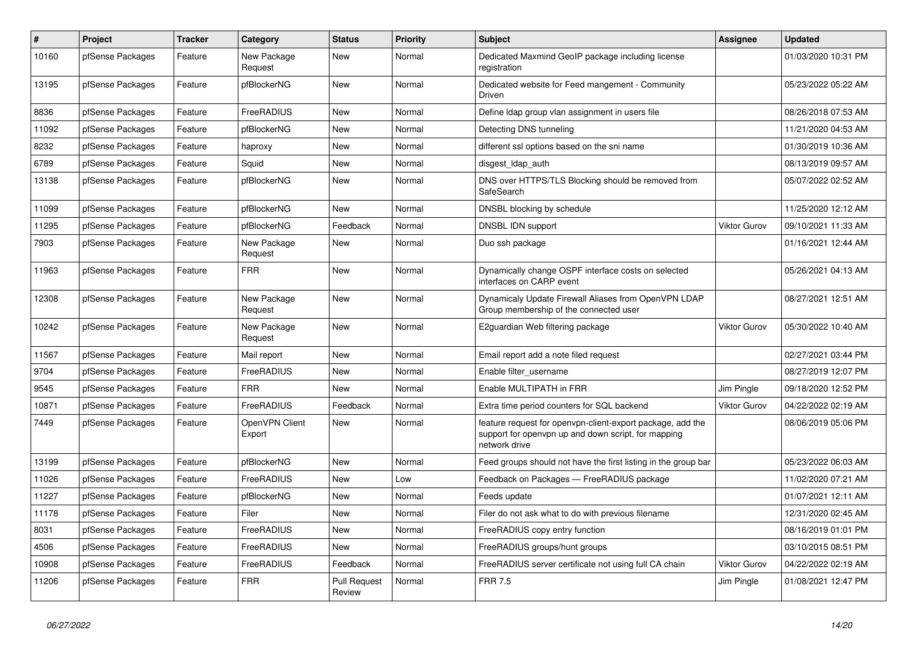| # | Project | Tracker | Category | Status | Priority | Subject | Assignee | Updated |
|---|---|---|---|---|---|---|---|---|
| 10160 | pfSense Packages | Feature | New Package Request | New | Normal | Dedicated Maxmind GeoIP package including license registration | | 01/03/2020 10:31 PM |
| 13195 | pfSense Packages | Feature | pfBlockerNG | New | Normal | Dedicated website for Feed mangement - Community Driven | | 05/23/2022 05:22 AM |
| 8836 | pfSense Packages | Feature | FreeRADIUS | New | Normal | Define ldap group vlan assignment in users file | | 08/26/2018 07:53 AM |
| 11092 | pfSense Packages | Feature | pfBlockerNG | New | Normal | Detecting DNS tunneling | | 11/21/2020 04:53 AM |
| 8232 | pfSense Packages | Feature | haproxy | New | Normal | different ssl options based on the sni name | | 01/30/2019 10:36 AM |
| 6789 | pfSense Packages | Feature | Squid | New | Normal | disgest_ldap_auth | | 08/13/2019 09:57 AM |
| 13138 | pfSense Packages | Feature | pfBlockerNG | New | Normal | DNS over HTTPS/TLS Blocking should be removed from SafeSearch | | 05/07/2022 02:52 AM |
| 11099 | pfSense Packages | Feature | pfBlockerNG | New | Normal | DNSBL blocking by schedule | | 11/25/2020 12:12 AM |
| 11295 | pfSense Packages | Feature | pfBlockerNG | Feedback | Normal | DNSBL IDN support | Viktor Gurov | 09/10/2021 11:33 AM |
| 7903 | pfSense Packages | Feature | New Package Request | New | Normal | Duo ssh package | | 01/16/2021 12:44 AM |
| 11963 | pfSense Packages | Feature | FRR | New | Normal | Dynamically change OSPF interface costs on selected interfaces on CARP event | | 05/26/2021 04:13 AM |
| 12308 | pfSense Packages | Feature | New Package Request | New | Normal | Dynamicaly Update Firewall Aliases from OpenVPN LDAP Group membership of the connected user | | 08/27/2021 12:51 AM |
| 10242 | pfSense Packages | Feature | New Package Request | New | Normal | E2guardian Web filtering package | Viktor Gurov | 05/30/2022 10:40 AM |
| 11567 | pfSense Packages | Feature | Mail report | New | Normal | Email report add a note filed request | | 02/27/2021 03:44 PM |
| 9704 | pfSense Packages | Feature | FreeRADIUS | New | Normal | Enable filter_username | | 08/27/2019 12:07 PM |
| 9545 | pfSense Packages | Feature | FRR | New | Normal | Enable MULTIPATH in FRR | Jim Pingle | 09/18/2020 12:52 PM |
| 10871 | pfSense Packages | Feature | FreeRADIUS | Feedback | Normal | Extra time period counters for SQL backend | Viktor Gurov | 04/22/2022 02:19 AM |
| 7449 | pfSense Packages | Feature | OpenVPN Client Export | New | Normal | feature request for openvpn-client-export package, add the support for openvpn up and down script, for mapping network drive | | 08/06/2019 05:06 PM |
| 13199 | pfSense Packages | Feature | pfBlockerNG | New | Normal | Feed groups should not have the first listing in the group bar | | 05/23/2022 06:03 AM |
| 11026 | pfSense Packages | Feature | FreeRADIUS | New | Low | Feedback on Packages — FreeRADIUS package | | 11/02/2020 07:21 AM |
| 11227 | pfSense Packages | Feature | pfBlockerNG | New | Normal | Feeds update | | 01/07/2021 12:11 AM |
| 11178 | pfSense Packages | Feature | Filer | New | Normal | Filer do not ask what to do with previous filename | | 12/31/2020 02:45 AM |
| 8031 | pfSense Packages | Feature | FreeRADIUS | New | Normal | FreeRADIUS copy entry function | | 08/16/2019 01:01 PM |
| 4506 | pfSense Packages | Feature | FreeRADIUS | New | Normal | FreeRADIUS groups/hunt groups | | 03/10/2015 08:51 PM |
| 10908 | pfSense Packages | Feature | FreeRADIUS | Feedback | Normal | FreeRADIUS server certificate not using full CA chain | Viktor Gurov | 04/22/2022 02:19 AM |
| 11206 | pfSense Packages | Feature | FRR | Pull Request Review | Normal | FRR 7.5 | Jim Pingle | 01/08/2021 12:47 PM |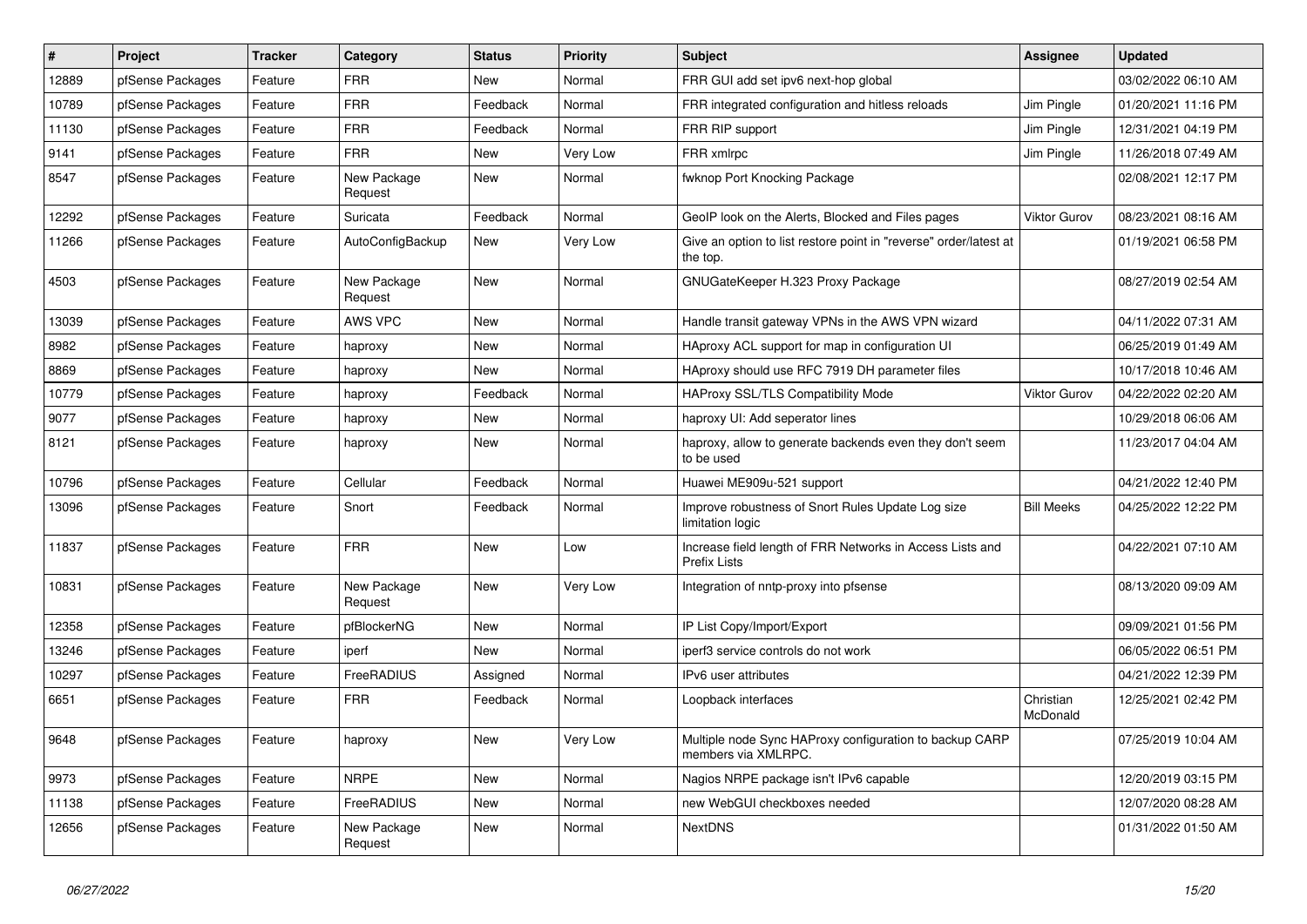| # | Project | Tracker | Category | Status | Priority | Subject | Assignee | Updated |
|---|---|---|---|---|---|---|---|---|
| 12889 | pfSense Packages | Feature | FRR | New | Normal | FRR GUI add set ipv6 next-hop global | | 03/02/2022 06:10 AM |
| 10789 | pfSense Packages | Feature | FRR | Feedback | Normal | FRR integrated configuration and hitless reloads | Jim Pingle | 01/20/2021 11:16 PM |
| 11130 | pfSense Packages | Feature | FRR | Feedback | Normal | FRR RIP support | Jim Pingle | 12/31/2021 04:19 PM |
| 9141 | pfSense Packages | Feature | FRR | New | Very Low | FRR xmlrpc | Jim Pingle | 11/26/2018 07:49 AM |
| 8547 | pfSense Packages | Feature | New Package Request | New | Normal | fwknop Port Knocking Package | | 02/08/2021 12:17 PM |
| 12292 | pfSense Packages | Feature | Suricata | Feedback | Normal | GeoIP look on the Alerts, Blocked and Files pages | Viktor Gurov | 08/23/2021 08:16 AM |
| 11266 | pfSense Packages | Feature | AutoConfigBackup | New | Very Low | Give an option to list restore point in "reverse" order/latest at the top. | | 01/19/2021 06:58 PM |
| 4503 | pfSense Packages | Feature | New Package Request | New | Normal | GNUGateKeeper H.323 Proxy Package | | 08/27/2019 02:54 AM |
| 13039 | pfSense Packages | Feature | AWS VPC | New | Normal | Handle transit gateway VPNs in the AWS VPN wizard | | 04/11/2022 07:31 AM |
| 8982 | pfSense Packages | Feature | haproxy | New | Normal | HAproxy ACL support for map in configuration UI | | 06/25/2019 01:49 AM |
| 8869 | pfSense Packages | Feature | haproxy | New | Normal | HAproxy should use RFC 7919 DH parameter files | | 10/17/2018 10:46 AM |
| 10779 | pfSense Packages | Feature | haproxy | Feedback | Normal | HAProxy SSL/TLS Compatibility Mode | Viktor Gurov | 04/22/2022 02:20 AM |
| 9077 | pfSense Packages | Feature | haproxy | New | Normal | haproxy UI: Add seperator lines | | 10/29/2018 06:06 AM |
| 8121 | pfSense Packages | Feature | haproxy | New | Normal | haproxy, allow to generate backends even they don't seem to be used | | 11/23/2017 04:04 AM |
| 10796 | pfSense Packages | Feature | Cellular | Feedback | Normal | Huawei ME909u-521 support | | 04/21/2022 12:40 PM |
| 13096 | pfSense Packages | Feature | Snort | Feedback | Normal | Improve robustness of Snort Rules Update Log size limitation logic | Bill Meeks | 04/25/2022 12:22 PM |
| 11837 | pfSense Packages | Feature | FRR | New | Low | Increase field length of FRR Networks in Access Lists and Prefix Lists | | 04/22/2021 07:10 AM |
| 10831 | pfSense Packages | Feature | New Package Request | New | Very Low | Integration of nntp-proxy into pfsense | | 08/13/2020 09:09 AM |
| 12358 | pfSense Packages | Feature | pfBlockerNG | New | Normal | IP List Copy/Import/Export | | 09/09/2021 01:56 PM |
| 13246 | pfSense Packages | Feature | iperf | New | Normal | iperf3 service controls do not work | | 06/05/2022 06:51 PM |
| 10297 | pfSense Packages | Feature | FreeRADIUS | Assigned | Normal | IPv6 user attributes | | 04/21/2022 12:39 PM |
| 6651 | pfSense Packages | Feature | FRR | Feedback | Normal | Loopback interfaces | Christian McDonald | 12/25/2021 02:42 PM |
| 9648 | pfSense Packages | Feature | haproxy | New | Very Low | Multiple node Sync HAProxy configuration to backup CARP members via XMLRPC. | | 07/25/2019 10:04 AM |
| 9973 | pfSense Packages | Feature | NRPE | New | Normal | Nagios NRPE package isn't IPv6 capable | | 12/20/2019 03:15 PM |
| 11138 | pfSense Packages | Feature | FreeRADIUS | New | Normal | new WebGUI checkboxes needed | | 12/07/2020 08:28 AM |
| 12656 | pfSense Packages | Feature | New Package Request | New | Normal | NextDNS | | 01/31/2022 01:50 AM |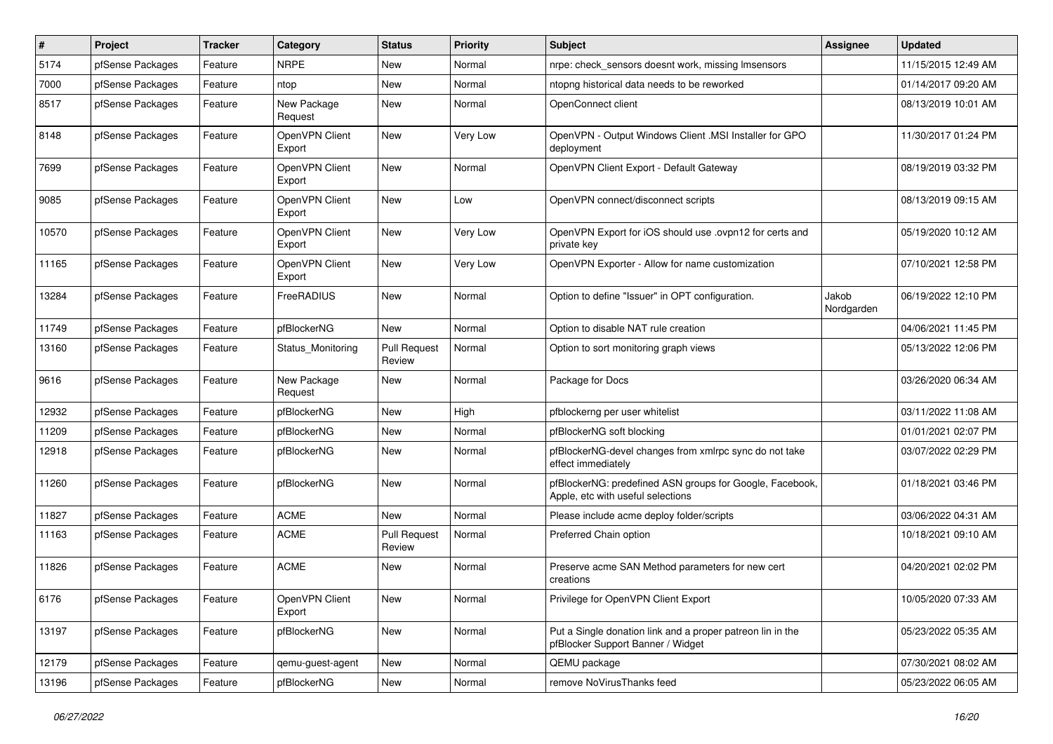| # | Project | Tracker | Category | Status | Priority | Subject | Assignee | Updated |
| --- | --- | --- | --- | --- | --- | --- | --- | --- |
| 5174 | pfSense Packages | Feature | NRPE | New | Normal | nrpe: check_sensors doesnt work, missing lmsensors | | 11/15/2015 12:49 AM |
| 7000 | pfSense Packages | Feature | ntop | New | Normal | ntopng historical data needs to be reworked | | 01/14/2017 09:20 AM |
| 8517 | pfSense Packages | Feature | New Package Request | New | Normal | OpenConnect client | | 08/13/2019 10:01 AM |
| 8148 | pfSense Packages | Feature | OpenVPN Client Export | New | Very Low | OpenVPN - Output Windows Client .MSI Installer for GPO deployment | | 11/30/2017 01:24 PM |
| 7699 | pfSense Packages | Feature | OpenVPN Client Export | New | Normal | OpenVPN Client Export - Default Gateway | | 08/19/2019 03:32 PM |
| 9085 | pfSense Packages | Feature | OpenVPN Client Export | New | Low | OpenVPN connect/disconnect scripts | | 08/13/2019 09:15 AM |
| 10570 | pfSense Packages | Feature | OpenVPN Client Export | New | Very Low | OpenVPN Export for iOS should use .ovpn12 for certs and private key | | 05/19/2020 10:12 AM |
| 11165 | pfSense Packages | Feature | OpenVPN Client Export | New | Very Low | OpenVPN Exporter - Allow for name customization | | 07/10/2021 12:58 PM |
| 13284 | pfSense Packages | Feature | FreeRADIUS | New | Normal | Option to define "Issuer" in OPT configuration. | Jakob Nordgarden | 06/19/2022 12:10 PM |
| 11749 | pfSense Packages | Feature | pfBlockerNG | New | Normal | Option to disable NAT rule creation | | 04/06/2021 11:45 PM |
| 13160 | pfSense Packages | Feature | Status_Monitoring | Pull Request Review | Normal | Option to sort monitoring graph views | | 05/13/2022 12:06 PM |
| 9616 | pfSense Packages | Feature | New Package Request | New | Normal | Package for Docs | | 03/26/2020 06:34 AM |
| 12932 | pfSense Packages | Feature | pfBlockerNG | New | High | pfblockerng per user whitelist | | 03/11/2022 11:08 AM |
| 11209 | pfSense Packages | Feature | pfBlockerNG | New | Normal | pfBlockerNG soft blocking | | 01/01/2021 02:07 PM |
| 12918 | pfSense Packages | Feature | pfBlockerNG | New | Normal | pfBlockerNG-devel changes from xmlrpc sync do not take effect immediately | | 03/07/2022 02:29 PM |
| 11260 | pfSense Packages | Feature | pfBlockerNG | New | Normal | pfBlockerNG: predefined ASN groups for Google, Facebook, Apple, etc with useful selections | | 01/18/2021 03:46 PM |
| 11827 | pfSense Packages | Feature | ACME | New | Normal | Please include acme deploy folder/scripts | | 03/06/2022 04:31 AM |
| 11163 | pfSense Packages | Feature | ACME | Pull Request Review | Normal | Preferred Chain option | | 10/18/2021 09:10 AM |
| 11826 | pfSense Packages | Feature | ACME | New | Normal | Preserve acme SAN Method parameters for new cert creations | | 04/20/2021 02:02 PM |
| 6176 | pfSense Packages | Feature | OpenVPN Client Export | New | Normal | Privilege for OpenVPN Client Export | | 10/05/2020 07:33 AM |
| 13197 | pfSense Packages | Feature | pfBlockerNG | New | Normal | Put a Single donation link and a proper patreon lin in the pfBlocker Support Banner / Widget | | 05/23/2022 05:35 AM |
| 12179 | pfSense Packages | Feature | qemu-guest-agent | New | Normal | QEMU package | | 07/30/2021 08:02 AM |
| 13196 | pfSense Packages | Feature | pfBlockerNG | New | Normal | remove NoVirusThanks feed | | 05/23/2022 06:05 AM |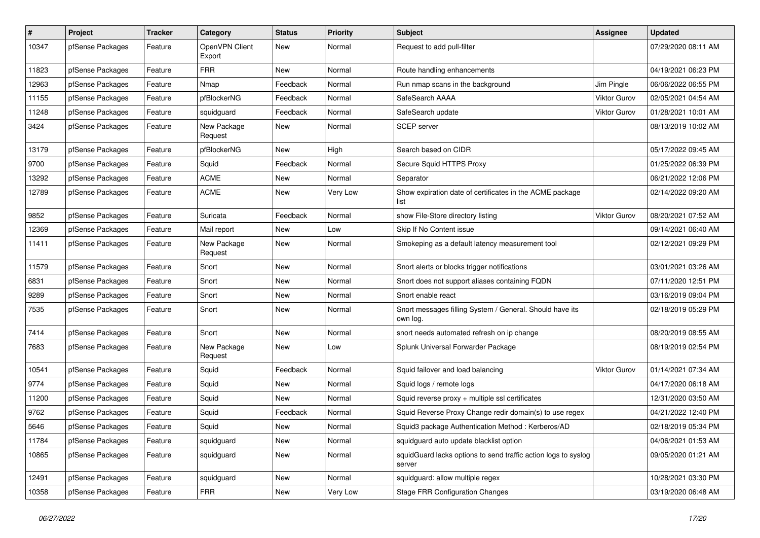| # | Project | Tracker | Category | Status | Priority | Subject | Assignee | Updated |
|---|---|---|---|---|---|---|---|---|
| 10347 | pfSense Packages | Feature | OpenVPN Client Export | New | Normal | Request to add pull-filter | | 07/29/2020 08:11 AM |
| 11823 | pfSense Packages | Feature | FRR | New | Normal | Route handling enhancements | | 04/19/2021 06:23 PM |
| 12963 | pfSense Packages | Feature | Nmap | Feedback | Normal | Run nmap scans in the background | Jim Pingle | 06/06/2022 06:55 PM |
| 11155 | pfSense Packages | Feature | pfBlockerNG | Feedback | Normal | SafeSearch AAAA | Viktor Gurov | 02/05/2021 04:54 AM |
| 11248 | pfSense Packages | Feature | squidguard | Feedback | Normal | SafeSearch update | Viktor Gurov | 01/28/2021 10:01 AM |
| 3424 | pfSense Packages | Feature | New Package Request | New | Normal | SCEP server | | 08/13/2019 10:02 AM |
| 13179 | pfSense Packages | Feature | pfBlockerNG | New | High | Search based on CIDR | | 05/17/2022 09:45 AM |
| 9700 | pfSense Packages | Feature | Squid | Feedback | Normal | Secure Squid HTTPS Proxy | | 01/25/2022 06:39 PM |
| 13292 | pfSense Packages | Feature | ACME | New | Normal | Separator | | 06/21/2022 12:06 PM |
| 12789 | pfSense Packages | Feature | ACME | New | Very Low | Show expiration date of certificates in the ACME package list | | 02/14/2022 09:20 AM |
| 9852 | pfSense Packages | Feature | Suricata | Feedback | Normal | show File-Store directory listing | Viktor Gurov | 08/20/2021 07:52 AM |
| 12369 | pfSense Packages | Feature | Mail report | New | Low | Skip If No Content issue | | 09/14/2021 06:40 AM |
| 11411 | pfSense Packages | Feature | New Package Request | New | Normal | Smokeping as a default latency measurement tool | | 02/12/2021 09:29 PM |
| 11579 | pfSense Packages | Feature | Snort | New | Normal | Snort alerts or blocks trigger notifications | | 03/01/2021 03:26 AM |
| 6831 | pfSense Packages | Feature | Snort | New | Normal | Snort does not support aliases containing FQDN | | 07/11/2020 12:51 PM |
| 9289 | pfSense Packages | Feature | Snort | New | Normal | Snort enable react | | 03/16/2019 09:04 PM |
| 7535 | pfSense Packages | Feature | Snort | New | Normal | Snort messages filling System / General. Should have its own log. | | 02/18/2019 05:29 PM |
| 7414 | pfSense Packages | Feature | Snort | New | Normal | snort needs automated refresh on ip change | | 08/20/2019 08:55 AM |
| 7683 | pfSense Packages | Feature | New Package Request | New | Low | Splunk Universal Forwarder Package | | 08/19/2019 02:54 PM |
| 10541 | pfSense Packages | Feature | Squid | Feedback | Normal | Squid failover and load balancing | Viktor Gurov | 01/14/2021 07:34 AM |
| 9774 | pfSense Packages | Feature | Squid | New | Normal | Squid logs / remote logs | | 04/17/2020 06:18 AM |
| 11200 | pfSense Packages | Feature | Squid | New | Normal | Squid reverse proxy + multiple ssl certificates | | 12/31/2020 03:50 AM |
| 9762 | pfSense Packages | Feature | Squid | Feedback | Normal | Squid Reverse Proxy Change redir domain(s) to use regex | | 04/21/2022 12:40 PM |
| 5646 | pfSense Packages | Feature | Squid | New | Normal | Squid3 package Authentication Method : Kerberos/AD | | 02/18/2019 05:34 PM |
| 11784 | pfSense Packages | Feature | squidguard | New | Normal | squidguard auto update blacklist option | | 04/06/2021 01:53 AM |
| 10865 | pfSense Packages | Feature | squidguard | New | Normal | squidGuard lacks options to send traffic action logs to syslog server | | 09/05/2020 01:21 AM |
| 12491 | pfSense Packages | Feature | squidguard | New | Normal | squidguard: allow multiple regex | | 10/28/2021 03:30 PM |
| 10358 | pfSense Packages | Feature | FRR | New | Very Low | Stage FRR Configuration Changes | | 03/19/2020 06:48 AM |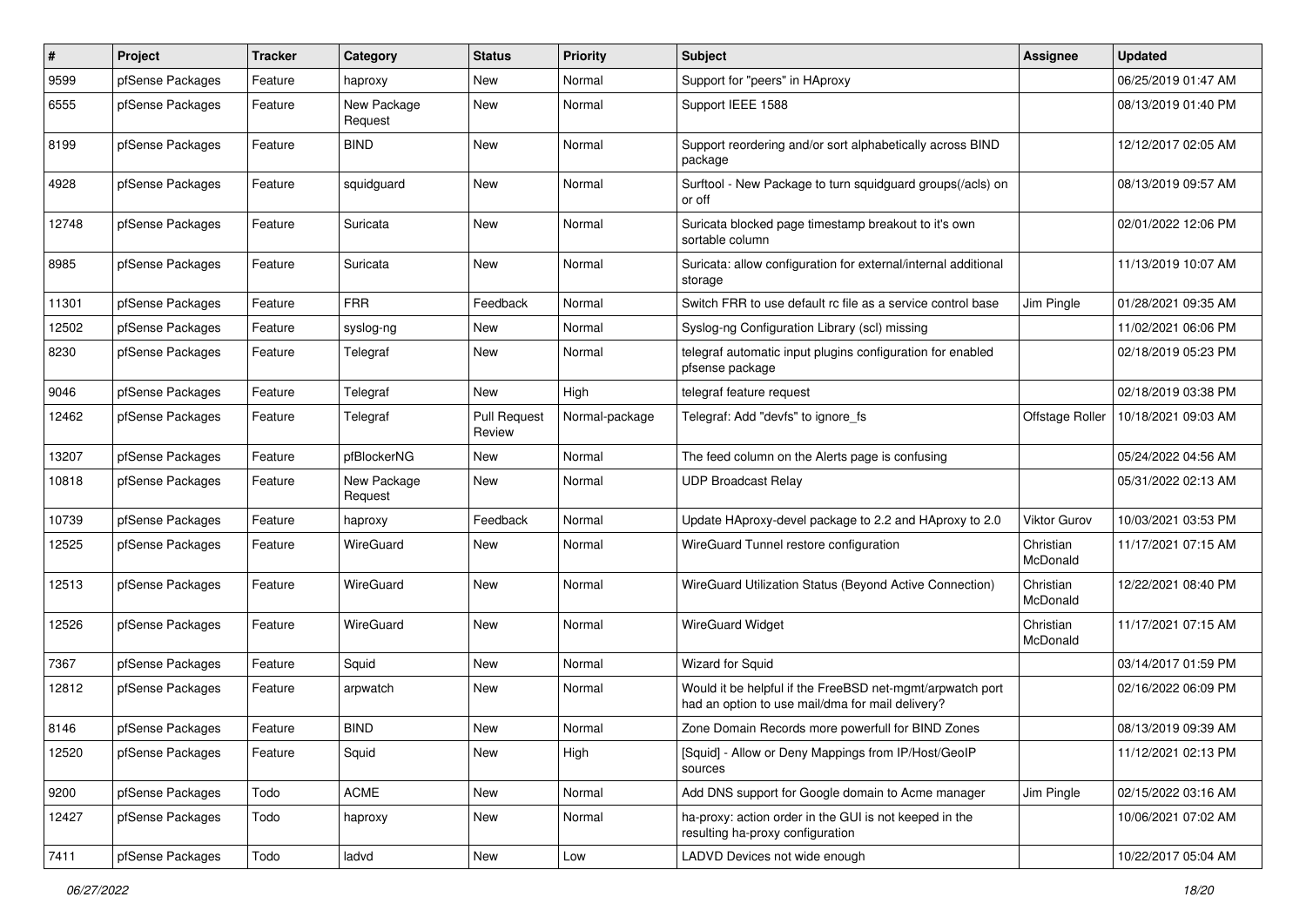| # | Project | Tracker | Category | Status | Priority | Subject | Assignee | Updated |
|---|---|---|---|---|---|---|---|---|
| 9599 | pfSense Packages | Feature | haproxy | New | Normal | Support for "peers" in HAproxy | | 06/25/2019 01:47 AM |
| 6555 | pfSense Packages | Feature | New Package Request | New | Normal | Support IEEE 1588 | | 08/13/2019 01:40 PM |
| 8199 | pfSense Packages | Feature | BIND | New | Normal | Support reordering and/or sort alphabetically across BIND package | | 12/12/2017 02:05 AM |
| 4928 | pfSense Packages | Feature | squidguard | New | Normal | Surftool - New Package to turn squidguard groups(/acls) on or off | | 08/13/2019 09:57 AM |
| 12748 | pfSense Packages | Feature | Suricata | New | Normal | Suricata blocked page timestamp breakout to it's own sortable column | | 02/01/2022 12:06 PM |
| 8985 | pfSense Packages | Feature | Suricata | New | Normal | Suricata: allow configuration for external/internal additional storage | | 11/13/2019 10:07 AM |
| 11301 | pfSense Packages | Feature | FRR | Feedback | Normal | Switch FRR to use default rc file as a service control base | Jim Pingle | 01/28/2021 09:35 AM |
| 12502 | pfSense Packages | Feature | syslog-ng | New | Normal | Syslog-ng Configuration Library (scl) missing | | 11/02/2021 06:06 PM |
| 8230 | pfSense Packages | Feature | Telegraf | New | Normal | telegraf automatic input plugins configuration for enabled pfsense package | | 02/18/2019 05:23 PM |
| 9046 | pfSense Packages | Feature | Telegraf | New | High | telegraf feature request | | 02/18/2019 03:38 PM |
| 12462 | pfSense Packages | Feature | Telegraf | Pull Request Review | Normal-package | Telegraf: Add "devfs" to ignore_fs | Offstage Roller | 10/18/2021 09:03 AM |
| 13207 | pfSense Packages | Feature | pfBlockerNG | New | Normal | The feed column on the Alerts page is confusing | | 05/24/2022 04:56 AM |
| 10818 | pfSense Packages | Feature | New Package Request | New | Normal | UDP Broadcast Relay | | 05/31/2022 02:13 AM |
| 10739 | pfSense Packages | Feature | haproxy | Feedback | Normal | Update HAproxy-devel package to 2.2 and HAproxy to 2.0 | Viktor Gurov | 10/03/2021 03:53 PM |
| 12525 | pfSense Packages | Feature | WireGuard | New | Normal | WireGuard Tunnel restore configuration | Christian McDonald | 11/17/2021 07:15 AM |
| 12513 | pfSense Packages | Feature | WireGuard | New | Normal | WireGuard Utilization Status (Beyond Active Connection) | Christian McDonald | 12/22/2021 08:40 PM |
| 12526 | pfSense Packages | Feature | WireGuard | New | Normal | WireGuard Widget | Christian McDonald | 11/17/2021 07:15 AM |
| 7367 | pfSense Packages | Feature | Squid | New | Normal | Wizard for Squid | | 03/14/2017 01:59 PM |
| 12812 | pfSense Packages | Feature | arpwatch | New | Normal | Would it be helpful if the FreeBSD net-mgmt/arpwatch port had an option to use mail/dma for mail delivery? | | 02/16/2022 06:09 PM |
| 8146 | pfSense Packages | Feature | BIND | New | Normal | Zone Domain Records more powerfull for BIND Zones | | 08/13/2019 09:39 AM |
| 12520 | pfSense Packages | Feature | Squid | New | High | [Squid] - Allow or Deny Mappings from IP/Host/GeoIP sources | | 11/12/2021 02:13 PM |
| 9200 | pfSense Packages | Todo | ACME | New | Normal | Add DNS support for Google domain to Acme manager | Jim Pingle | 02/15/2022 03:16 AM |
| 12427 | pfSense Packages | Todo | haproxy | New | Normal | ha-proxy: action order in the GUI is not keeped in the resulting ha-proxy configuration | | 10/06/2021 07:02 AM |
| 7411 | pfSense Packages | Todo | ladvd | New | Low | LADVD Devices not wide enough | | 10/22/2017 05:04 AM |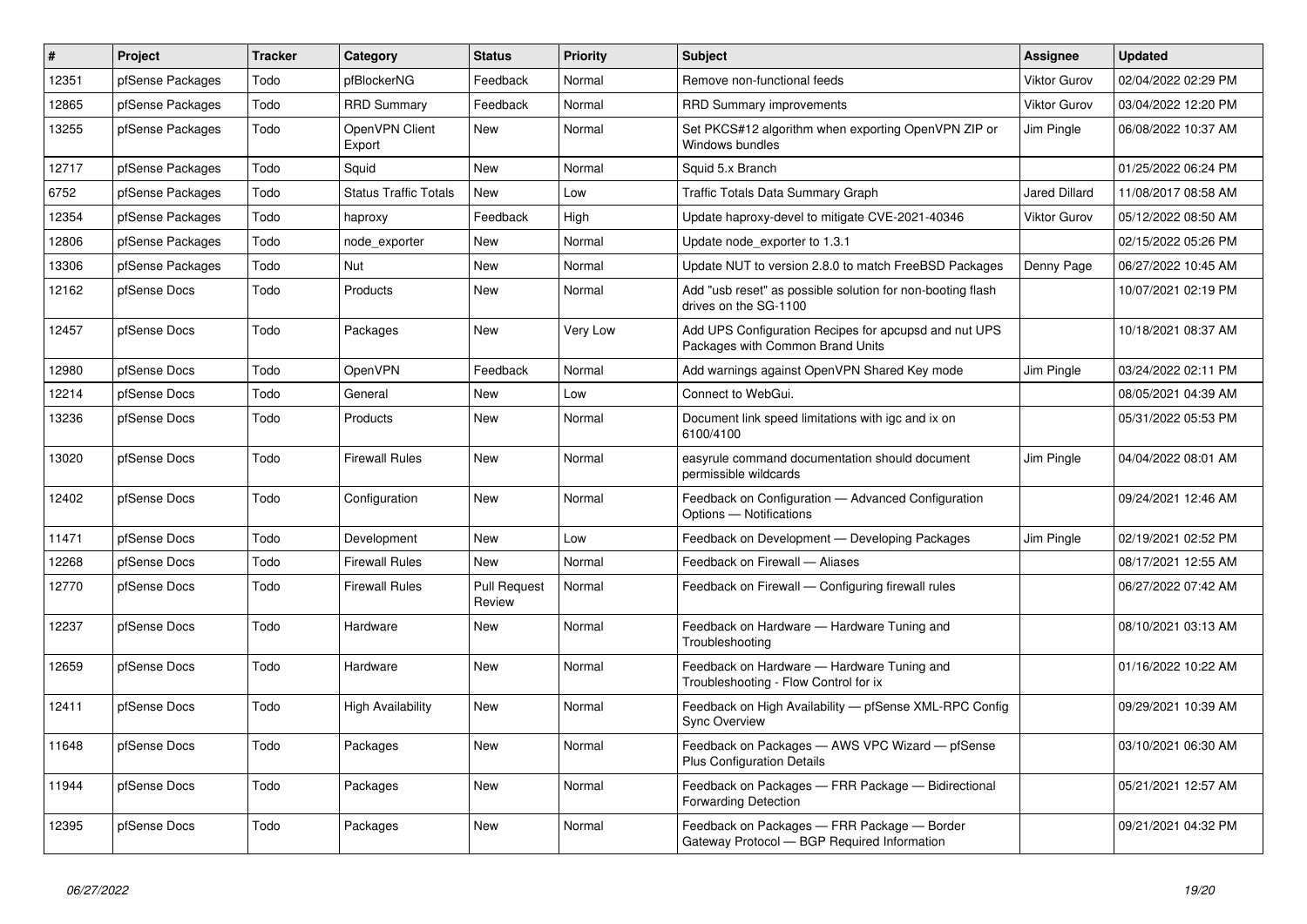| # | Project | Tracker | Category | Status | Priority | Subject | Assignee | Updated |
|---|---|---|---|---|---|---|---|---|
| 12351 | pfSense Packages | Todo | pfBlockerNG | Feedback | Normal | Remove non-functional feeds | Viktor Gurov | 02/04/2022 02:29 PM |
| 12865 | pfSense Packages | Todo | RRD Summary | Feedback | Normal | RRD Summary improvements | Viktor Gurov | 03/04/2022 12:20 PM |
| 13255 | pfSense Packages | Todo | OpenVPN Client Export | New | Normal | Set PKCS#12 algorithm when exporting OpenVPN ZIP or Windows bundles | Jim Pingle | 06/08/2022 10:37 AM |
| 12717 | pfSense Packages | Todo | Squid | New | Normal | Squid 5.x Branch | | 01/25/2022 06:24 PM |
| 6752 | pfSense Packages | Todo | Status Traffic Totals | New | Low | Traffic Totals Data Summary Graph | Jared Dillard | 11/08/2017 08:58 AM |
| 12354 | pfSense Packages | Todo | haproxy | Feedback | High | Update haproxy-devel to mitigate CVE-2021-40346 | Viktor Gurov | 05/12/2022 08:50 AM |
| 12806 | pfSense Packages | Todo | node_exporter | New | Normal | Update node_exporter to 1.3.1 | | 02/15/2022 05:26 PM |
| 13306 | pfSense Packages | Todo | Nut | New | Normal | Update NUT to version 2.8.0 to match FreeBSD Packages | Denny Page | 06/27/2022 10:45 AM |
| 12162 | pfSense Docs | Todo | Products | New | Normal | Add "usb reset" as possible solution for non-booting flash drives on the SG-1100 | | 10/07/2021 02:19 PM |
| 12457 | pfSense Docs | Todo | Packages | New | Very Low | Add UPS Configuration Recipes for apcupsd and nut UPS Packages with Common Brand Units | | 10/18/2021 08:37 AM |
| 12980 | pfSense Docs | Todo | OpenVPN | Feedback | Normal | Add warnings against OpenVPN Shared Key mode | Jim Pingle | 03/24/2022 02:11 PM |
| 12214 | pfSense Docs | Todo | General | New | Low | Connect to WebGui. | | 08/05/2021 04:39 AM |
| 13236 | pfSense Docs | Todo | Products | New | Normal | Document link speed limitations with igc and ix on 6100/4100 | | 05/31/2022 05:53 PM |
| 13020 | pfSense Docs | Todo | Firewall Rules | New | Normal | easyrule command documentation should document permissible wildcards | Jim Pingle | 04/04/2022 08:01 AM |
| 12402 | pfSense Docs | Todo | Configuration | New | Normal | Feedback on Configuration — Advanced Configuration Options — Notifications | | 09/24/2021 12:46 AM |
| 11471 | pfSense Docs | Todo | Development | New | Low | Feedback on Development — Developing Packages | Jim Pingle | 02/19/2021 02:52 PM |
| 12268 | pfSense Docs | Todo | Firewall Rules | New | Normal | Feedback on Firewall — Aliases | | 08/17/2021 12:55 AM |
| 12770 | pfSense Docs | Todo | Firewall Rules | Pull Request Review | Normal | Feedback on Firewall — Configuring firewall rules | | 06/27/2022 07:42 AM |
| 12237 | pfSense Docs | Todo | Hardware | New | Normal | Feedback on Hardware — Hardware Tuning and Troubleshooting | | 08/10/2021 03:13 AM |
| 12659 | pfSense Docs | Todo | Hardware | New | Normal | Feedback on Hardware — Hardware Tuning and Troubleshooting - Flow Control for ix | | 01/16/2022 10:22 AM |
| 12411 | pfSense Docs | Todo | High Availability | New | Normal | Feedback on High Availability — pfSense XML-RPC Config Sync Overview | | 09/29/2021 10:39 AM |
| 11648 | pfSense Docs | Todo | Packages | New | Normal | Feedback on Packages — AWS VPC Wizard — pfSense Plus Configuration Details | | 03/10/2021 06:30 AM |
| 11944 | pfSense Docs | Todo | Packages | New | Normal | Feedback on Packages — FRR Package — Bidirectional Forwarding Detection | | 05/21/2021 12:57 AM |
| 12395 | pfSense Docs | Todo | Packages | New | Normal | Feedback on Packages — FRR Package — Border Gateway Protocol — BGP Required Information | | 09/21/2021 04:32 PM |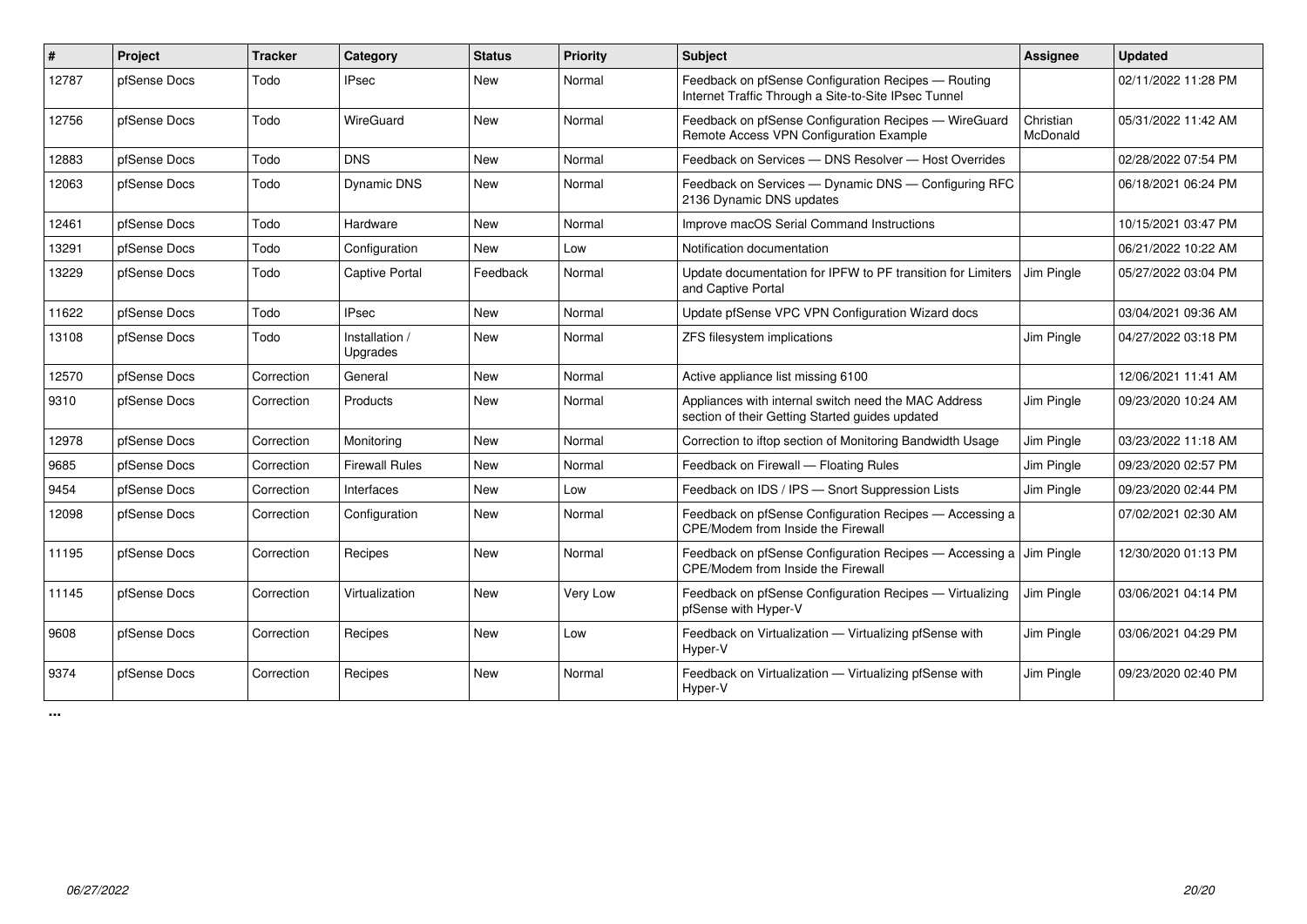| # | Project | Tracker | Category | Status | Priority | Subject | Assignee | Updated |
|---|---|---|---|---|---|---|---|---|
| 12787 | pfSense Docs | Todo | IPsec | New | Normal | Feedback on pfSense Configuration Recipes — Routing Internet Traffic Through a Site-to-Site IPsec Tunnel | | 02/11/2022 11:28 PM |
| 12756 | pfSense Docs | Todo | WireGuard | New | Normal | Feedback on pfSense Configuration Recipes — WireGuard Remote Access VPN Configuration Example | Christian McDonald | 05/31/2022 11:42 AM |
| 12883 | pfSense Docs | Todo | DNS | New | Normal | Feedback on Services — DNS Resolver — Host Overrides | | 02/28/2022 07:54 PM |
| 12063 | pfSense Docs | Todo | Dynamic DNS | New | Normal | Feedback on Services — Dynamic DNS — Configuring RFC 2136 Dynamic DNS updates | | 06/18/2021 06:24 PM |
| 12461 | pfSense Docs | Todo | Hardware | New | Normal | Improve macOS Serial Command Instructions | | 10/15/2021 03:47 PM |
| 13291 | pfSense Docs | Todo | Configuration | New | Low | Notification documentation | | 06/21/2022 10:22 AM |
| 13229 | pfSense Docs | Todo | Captive Portal | Feedback | Normal | Update documentation for IPFW to PF transition for Limiters and Captive Portal | Jim Pingle | 05/27/2022 03:04 PM |
| 11622 | pfSense Docs | Todo | IPsec | New | Normal | Update pfSense VPC VPN Configuration Wizard docs | | 03/04/2021 09:36 AM |
| 13108 | pfSense Docs | Todo | Installation / Upgrades | New | Normal | ZFS filesystem implications | Jim Pingle | 04/27/2022 03:18 PM |
| 12570 | pfSense Docs | Correction | General | New | Normal | Active appliance list missing 6100 | | 12/06/2021 11:41 AM |
| 9310 | pfSense Docs | Correction | Products | New | Normal | Appliances with internal switch need the MAC Address section of their Getting Started guides updated | Jim Pingle | 09/23/2020 10:24 AM |
| 12978 | pfSense Docs | Correction | Monitoring | New | Normal | Correction to iftop section of Monitoring Bandwidth Usage | Jim Pingle | 03/23/2022 11:18 AM |
| 9685 | pfSense Docs | Correction | Firewall Rules | New | Normal | Feedback on Firewall — Floating Rules | Jim Pingle | 09/23/2020 02:57 PM |
| 9454 | pfSense Docs | Correction | Interfaces | New | Low | Feedback on IDS / IPS — Snort Suppression Lists | Jim Pingle | 09/23/2020 02:44 PM |
| 12098 | pfSense Docs | Correction | Configuration | New | Normal | Feedback on pfSense Configuration Recipes — Accessing a CPE/Modem from Inside the Firewall | | 07/02/2021 02:30 AM |
| 11195 | pfSense Docs | Correction | Recipes | New | Normal | Feedback on pfSense Configuration Recipes — Accessing a CPE/Modem from Inside the Firewall | Jim Pingle | 12/30/2020 01:13 PM |
| 11145 | pfSense Docs | Correction | Virtualization | New | Very Low | Feedback on pfSense Configuration Recipes — Virtualizing pfSense with Hyper-V | Jim Pingle | 03/06/2021 04:14 PM |
| 9608 | pfSense Docs | Correction | Recipes | New | Low | Feedback on Virtualization — Virtualizing pfSense with Hyper-V | Jim Pingle | 03/06/2021 04:29 PM |
| 9374 | pfSense Docs | Correction | Recipes | New | Normal | Feedback on Virtualization — Virtualizing pfSense with Hyper-V | Jim Pingle | 09/23/2020 02:40 PM |

...